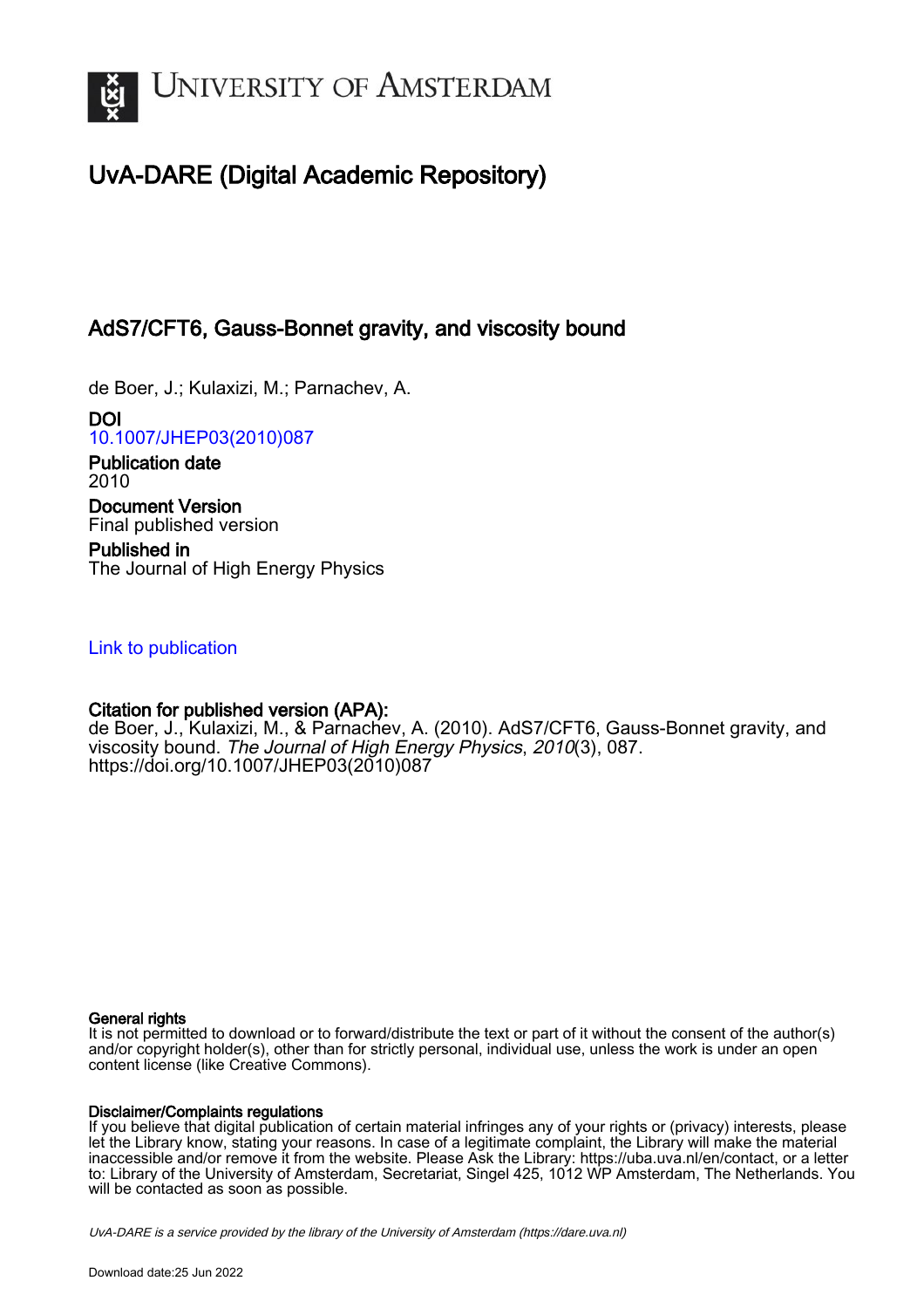# UvA-DARE (Digital Academic Repository)

## AdS7/CFT6, Gauss-Bonnet gravity, and viscosity bound

de Boer, J.; Kulaxizi, M.; Parnachev, A.

**DOI**
10.1007/JHEP03(2010)087

**Publication date**
2010

**Document Version**
Final published version

**Published in**
The Journal of High Energy Physics

Link to publication

**Citation for published version (APA):**
de Boer, J., Kulaxizi, M., & Parnachev, A. (2010). AdS7/CFT6, Gauss-Bonnet gravity, and viscosity bound. *The Journal of High Energy Physics*, *2010*(3), 087. https://doi.org/10.1007/JHEP03(2010)087

**General rights**
It is not permitted to download or to forward/distribute the text or part of it without the consent of the author(s) and/or copyright holder(s), other than for strictly personal, individual use, unless the work is under an open content license (like Creative Commons).

**Disclaimer/Complaints regulations**
If you believe that digital publication of certain material infringes any of your rights or (privacy) interests, please let the Library know, stating your reasons. In case of a legitimate complaint, the Library will make the material inaccessible and/or remove it from the website. Please Ask the Library: https://uba.uva.nl/en/contact, or a letter to: Library of the University of Amsterdam, Secretariat, Singel 425, 1012 WP Amsterdam, The Netherlands. You will be contacted as soon as possible.

*UvA-DARE is a service provided by the library of the University of Amsterdam (https://dare.uva.nl)*

Download date:25 Jun 2022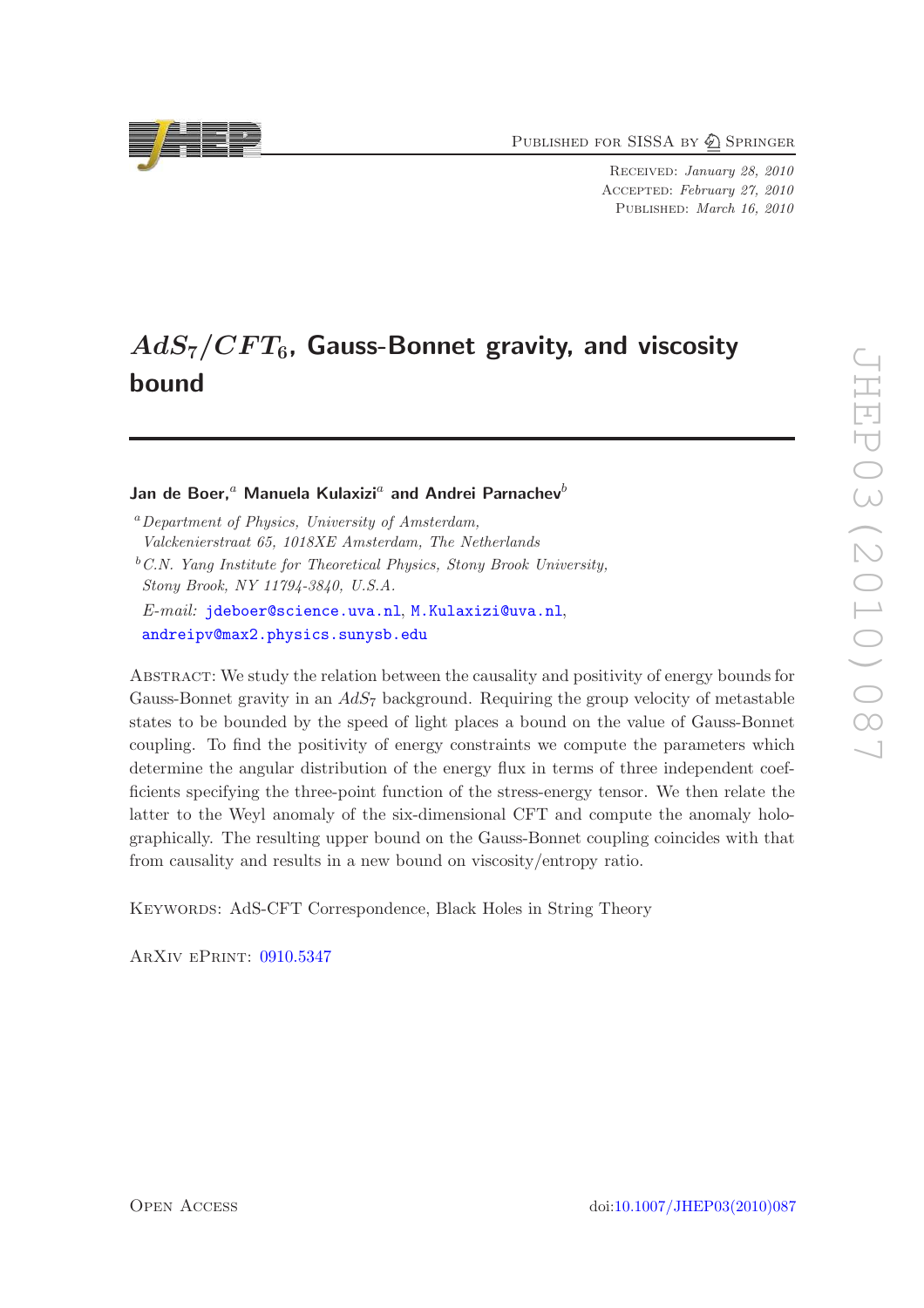# $AdS_7/CFT_6$, Gauss-Bonnet gravity, and viscosity bound

**Jan de Boer,**[a] **Manuela Kulaxizi**[a] **and Andrei Parnachev**[b]

[a] *Department of Physics, University of Amsterdam, Valckenierstraat 65, 1018XE Amsterdam, The Netherlands*

[b] *C.N. Yang Institute for Theoretical Physics, Stony Brook University, Stony Brook, NY 11794-3840, U.S.A.*

*E-mail:* jdeboer@science.uva.nl, M.Kulaxizi@uva.nl, andreipv@max2.physics.sunysb.edu

Abstract: We study the relation between the causality and positivity of energy bounds for Gauss-Bonnet gravity in an $AdS_7$ background. Requiring the group velocity of metastable states to be bounded by the speed of light places a bound on the value of Gauss-Bonnet coupling. To find the positivity of energy constraints we compute the parameters which determine the angular distribution of the energy flux in terms of three independent coefficients specifying the three-point function of the stress-energy tensor. We then relate the latter to the Weyl anomaly of the six-dimensional CFT and compute the anomaly holographically. The resulting upper bound on the Gauss-Bonnet coupling coincides with that from causality and results in a new bound on viscosity/entropy ratio.

Keywords: AdS-CFT Correspondence, Black Holes in String Theory

ArXiv ePrint: 0910.5347

Open Access

doi:10.1007/JHEP03(2010)087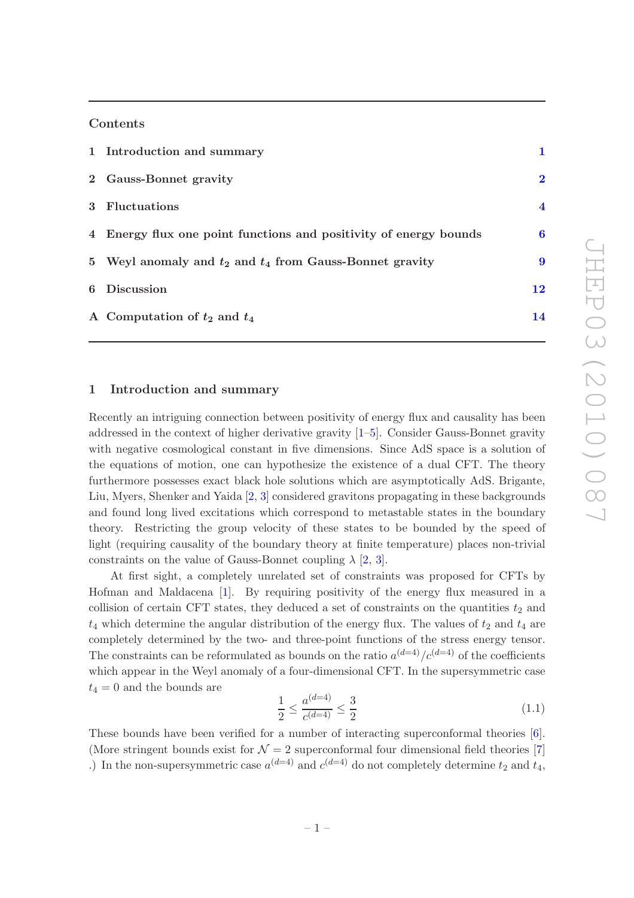## Contents

| | | |
|---|---|---|
| **1** | **Introduction and summary** | **1** |
| **2** | **Gauss-Bonnet gravity** | **2** |
| **3** | **Fluctuations** | **4** |
| **4** | **Energy flux one point functions and positivity of energy bounds** | **6** |
| **5** | **Weyl anomaly and $t_2$ and $t_4$ from Gauss-Bonnet gravity** | **9** |
| **6** | **Discussion** | **12** |
| **A** | **Computation of $t_2$ and $t_4$** | **14** |

## 1 Introduction and summary

Recently an intriguing connection between positivity of energy flux and causality has been addressed in the context of higher derivative gravity [1–5]. Consider Gauss-Bonnet gravity with negative cosmological constant in five dimensions. Since AdS space is a solution of the equations of motion, one can hypothesize the existence of a dual CFT. The theory furthermore possesses exact black hole solutions which are asymptotically AdS. Brigante, Liu, Myers, Shenker and Yaida [2, 3] considered gravitons propagating in these backgrounds and found long lived excitations which correspond to metastable states in the boundary theory. Restricting the group velocity of these states to be bounded by the speed of light (requiring causality of the boundary theory at finite temperature) places non-trivial constraints on the value of Gauss-Bonnet coupling $\lambda$ [2, 3].

At first sight, a completely unrelated set of constraints was proposed for CFTs by Hofman and Maldacena [1]. By requiring positivity of the energy flux measured in a collision of certain CFT states, they deduced a set of constraints on the quantities $t_2$ and $t_4$ which determine the angular distribution of the energy flux. The values of $t_2$ and $t_4$ are completely determined by the two- and three-point functions of the stress energy tensor. The constraints can be reformulated as bounds on the ratio $a^{(d=4)}/c^{(d=4)}$ of the coefficients which appear in the Weyl anomaly of a four-dimensional CFT. In the supersymmetric case $t_4 = 0$ and the bounds are

$$\frac{1}{2} \leq \frac{a^{(d=4)}}{c^{(d=4)}} \leq \frac{3}{2} \tag{1.1}$$

These bounds have been verified for a number of interacting superconformal theories [6]. (More stringent bounds exist for $\mathcal{N} = 2$ superconformal four dimensional field theories [7] .) In the non-supersymmetric case $a^{(d=4)}$ and $c^{(d=4)}$ do not completely determine $t_2$ and $t_4$,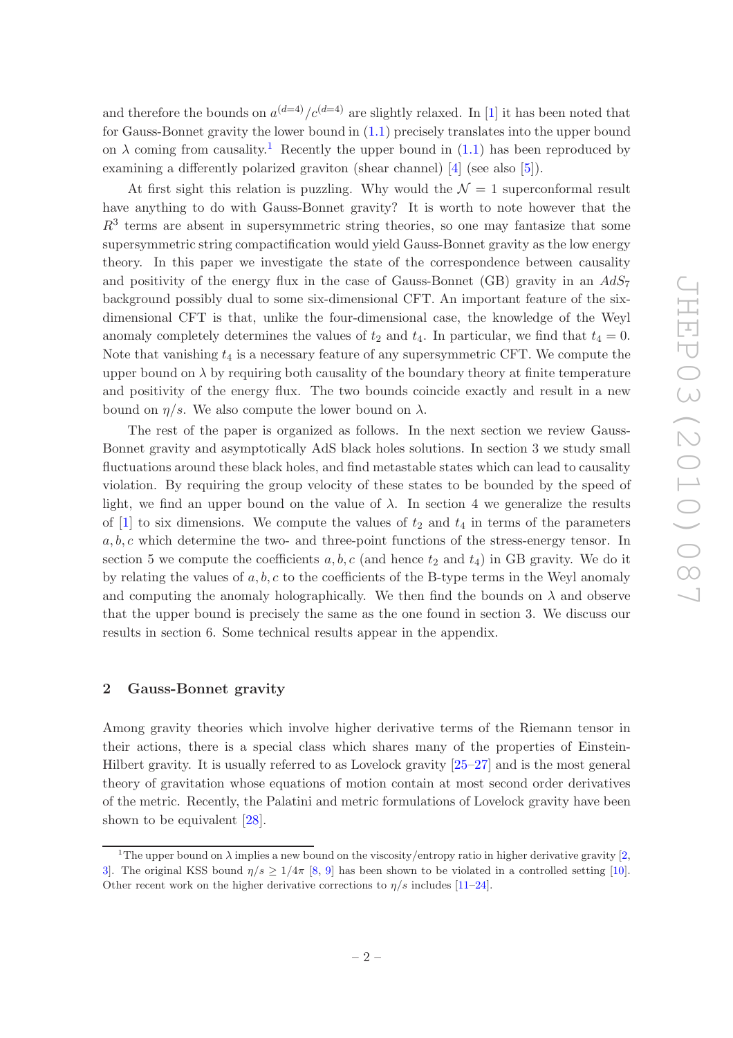and therefore the bounds on $a^{(d=4)}/c^{(d=4)}$ are slightly relaxed. In [1] it has been noted that for Gauss-Bonnet gravity the lower bound in (1.1) precisely translates into the upper bound on $\lambda$ coming from causality.[1] Recently the upper bound in (1.1) has been reproduced by examining a differently polarized graviton (shear channel) [4] (see also [5]).

At first sight this relation is puzzling. Why would the $\mathcal{N}=1$ superconformal result have anything to do with Gauss-Bonnet gravity? It is worth to note however that the $R^3$ terms are absent in supersymmetric string theories, so one may fantasize that some supersymmetric string compactification would yield Gauss-Bonnet gravity as the low energy theory. In this paper we investigate the state of the correspondence between causality and positivity of the energy flux in the case of Gauss-Bonnet (GB) gravity in an $AdS_7$ background possibly dual to some six-dimensional CFT. An important feature of the six-dimensional CFT is that, unlike the four-dimensional case, the knowledge of the Weyl anomaly completely determines the values of $t_2$ and $t_4$. In particular, we find that $t_4 = 0$. Note that vanishing $t_4$ is a necessary feature of any supersymmetric CFT. We compute the upper bound on $\lambda$ by requiring both causality of the boundary theory at finite temperature and positivity of the energy flux. The two bounds coincide exactly and result in a new bound on $\eta/s$. We also compute the lower bound on $\lambda$.

The rest of the paper is organized as follows. In the next section we review Gauss-Bonnet gravity and asymptotically AdS black holes solutions. In section 3 we study small fluctuations around these black holes, and find metastable states which can lead to causality violation. By requiring the group velocity of these states to be bounded by the speed of light, we find an upper bound on the value of $\lambda$. In section 4 we generalize the results of [1] to six dimensions. We compute the values of $t_2$ and $t_4$ in terms of the parameters $a, b, c$ which determine the two- and three-point functions of the stress-energy tensor. In section 5 we compute the coefficients $a, b, c$ (and hence $t_2$ and $t_4$) in GB gravity. We do it by relating the values of $a, b, c$ to the coefficients of the B-type terms in the Weyl anomaly and computing the anomaly holographically. We then find the bounds on $\lambda$ and observe that the upper bound is precisely the same as the one found in section 3. We discuss our results in section 6. Some technical results appear in the appendix.

## 2 Gauss-Bonnet gravity

Among gravity theories which involve higher derivative terms of the Riemann tensor in their actions, there is a special class which shares many of the properties of Einstein-Hilbert gravity. It is usually referred to as Lovelock gravity [25–27] and is the most general theory of gravitation whose equations of motion contain at most second order derivatives of the metric. Recently, the Palatini and metric formulations of Lovelock gravity have been shown to be equivalent [28].

---

[1] The upper bound on $\lambda$ implies a new bound on the viscosity/entropy ratio in higher derivative gravity [2, 3]. The original KSS bound $\eta/s \geq 1/4\pi$ [8, 9] has been shown to be violated in a controlled setting [10]. Other recent work on the higher derivative corrections to $\eta/s$ includes [11–24].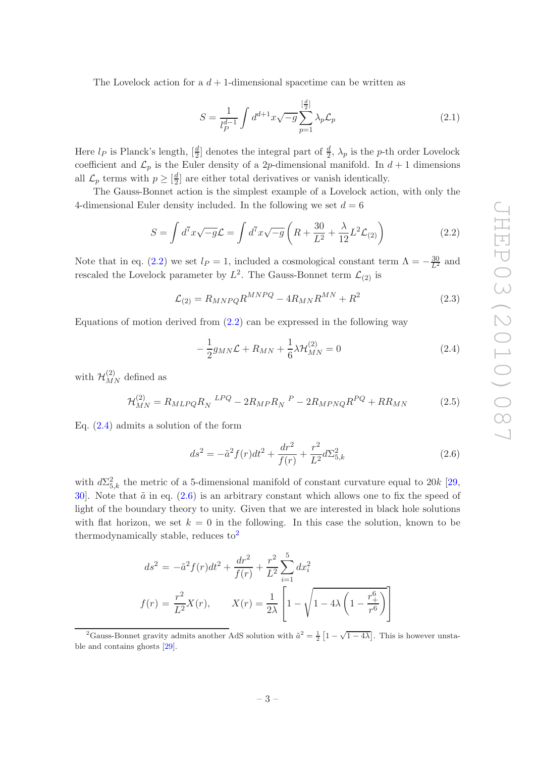The Lovelock action for a $d+1$-dimensional spacetime can be written as

$$S = \frac{1}{l_P^{d-1}} \int d^{d+1}x \sqrt{-g} \sum_{p=1}^{[\frac{d}{2}]} \lambda_p \mathcal{L}_p \tag{2.1}$$

Here $l_P$ is Planck's length, $[\frac{d}{2}]$ denotes the integral part of $\frac{d}{2}$, $\lambda_p$ is the $p$-th order Lovelock coefficient and $\mathcal{L}_p$ is the Euler density of a $2p$-dimensional manifold. In $d+1$ dimensions all $\mathcal{L}_p$ terms with $p \geq [\frac{d}{2}]$ are either total derivatives or vanish identically.

The Gauss-Bonnet action is the simplest example of a Lovelock action, with only the 4-dimensional Euler density included. In the following we set $d = 6$

$$S = \int d^7x \sqrt{-g} \mathcal{L} = \int d^7x \sqrt{-g} \left( R + \frac{30}{L^2} + \frac{\lambda}{12} L^2 \mathcal{L}_{(2)} \right) \tag{2.2}$$

Note that in eq. (2.2) we set $l_P = 1$, included a cosmological constant term $\Lambda = -\frac{30}{L^2}$ and rescaled the Lovelock parameter by $L^2$. The Gauss-Bonnet term $\mathcal{L}_{(2)}$ is

$$\mathcal{L}_{(2)} = R_{MNPQ} R^{MNPQ} - 4 R_{MN} R^{MN} + R^2 \tag{2.3}$$

Equations of motion derived from (2.2) can be expressed in the following way

$$-\frac{1}{2} g_{MN} \mathcal{L} + R_{MN} + \frac{1}{6} \lambda \mathcal{H}^{(2)}_{MN} = 0 \tag{2.4}$$

with $\mathcal{H}^{(2)}_{MN}$ defined as

$$\mathcal{H}^{(2)}_{MN} = R_{MLPQ} R_N{}^{LPQ} - 2 R_{MP} R_N{}^P - 2 R_{MPNQ} R^{PQ} + R R_{MN} \tag{2.5}$$

Eq. (2.4) admits a solution of the form

$$ds^2 = -\tilde{a}^2 f(r) dt^2 + \frac{dr^2}{f(r)} + \frac{r^2}{L^2} d\Sigma^2_{5,k} \tag{2.6}$$

with $d\Sigma^2_{5,k}$ the metric of a 5-dimensional manifold of constant curvature equal to $20k$ [29, 30]. Note that $\tilde{a}$ in eq. (2.6) is an arbitrary constant which allows one to fix the speed of light of the boundary theory to unity. Given that we are interested in black hole solutions with flat horizon, we set $k = 0$ in the following. In this case the solution, known to be thermodynamically stable, reduces to[2]

$$\begin{aligned}
ds^2 &= -\tilde{a}^2 f(r) dt^2 + \frac{dr^2}{f(r)} + \frac{r^2}{L^2} \sum_{i=1}^{5} dx_i^2 \\
f(r) &= \frac{r^2}{L^2} X(r), \qquad X(r) = \frac{1}{2\lambda} \left[ 1 - \sqrt{1 - 4\lambda \left( 1 - \frac{r_+^6}{r^6} \right)} \right]
\end{aligned}$$

[2] Gauss-Bonnet gravity admits another AdS solution with $\tilde{a}^2 = \frac{1}{2}\left[1 - \sqrt{1-4\lambda}\right]$. This is however unstable and contains ghosts [29].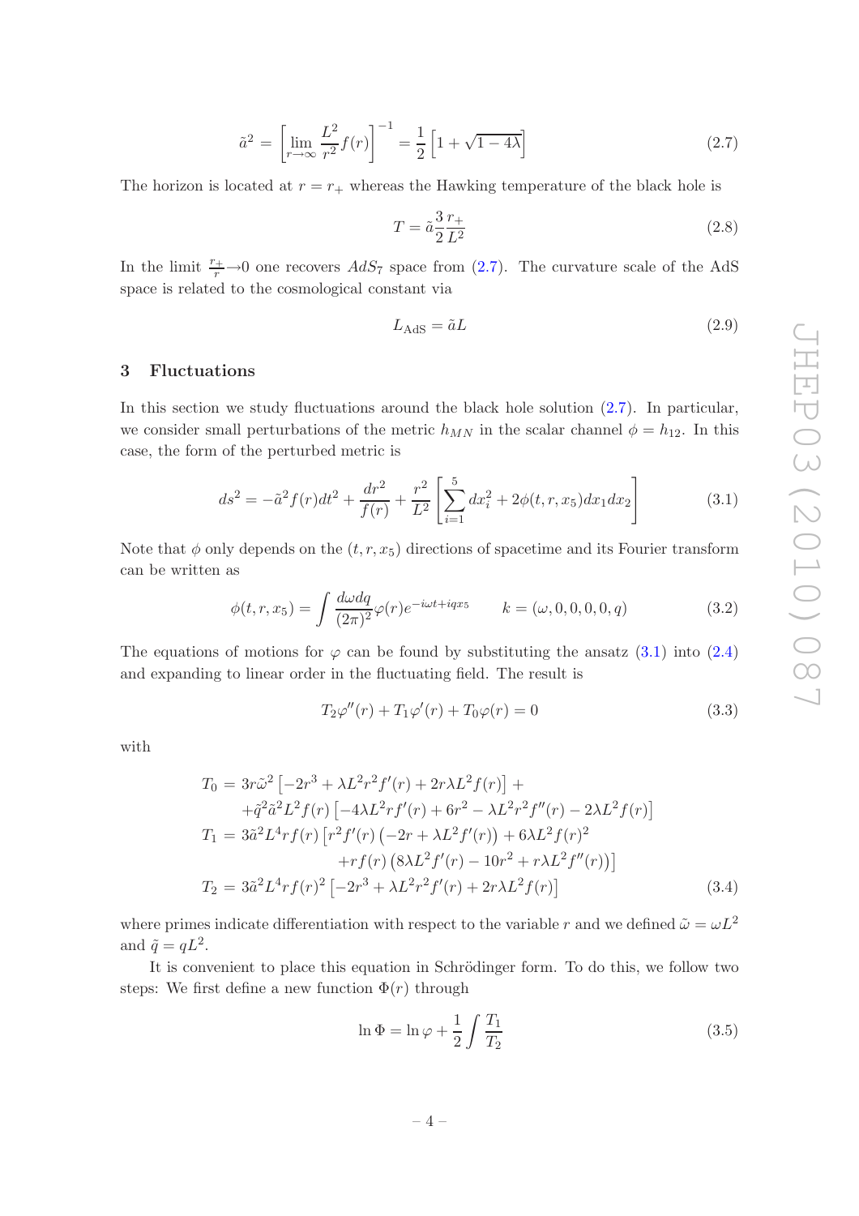$$\tilde{a}^2 = \left[\lim_{r\to\infty} \frac{L^2}{r^2} f(r)\right]^{-1} = \frac{1}{2}\left[1+\sqrt{1-4\lambda}\right] \tag{2.7}$$

The horizon is located at $r = r_+$ whereas the Hawking temperature of the black hole is

$$T = \tilde{a}\frac{3}{2}\frac{r_+}{L^2} \tag{2.8}$$

In the limit $\frac{r_+}{r}\to 0$ one recovers $AdS_7$ space from (2.7). The curvature scale of the AdS space is related to the cosmological constant via

$$L_{\text{AdS}} = \tilde{a}L \tag{2.9}$$

## 3 Fluctuations

In this section we study fluctuations around the black hole solution (2.7). In particular, we consider small perturbations of the metric $h_{MN}$ in the scalar channel $\phi = h_{12}$. In this case, the form of the perturbed metric is

$$ds^2 = -\tilde{a}^2 f(r)dt^2 + \frac{dr^2}{f(r)} + \frac{r^2}{L^2}\left[\sum_{i=1}^{5} dx_i^2 + 2\phi(t,r,x_5)dx_1 dx_2\right] \tag{3.1}$$

Note that $\phi$ only depends on the $(t, r, x_5)$ directions of spacetime and its Fourier transform can be written as

$$\phi(t,r,x_5) = \int \frac{d\omega dq}{(2\pi)^2}\varphi(r)e^{-i\omega t + iqx_5} \qquad k = (\omega, 0, 0, 0, 0, q) \tag{3.2}$$

The equations of motions for $\varphi$ can be found by substituting the ansatz (3.1) into (2.4) and expanding to linear order in the fluctuating field. The result is

$$T_2\varphi''(r) + T_1\varphi'(r) + T_0\varphi(r) = 0 \tag{3.3}$$

with

$$\begin{aligned}
T_0 =\ & 3r\tilde{\omega}^2\left[-2r^3 + \lambda L^2 r^2 f'(r) + 2r\lambda L^2 f(r)\right] + \\
& + \tilde{q}^2\tilde{a}^2 L^2 f(r)\left[-4\lambda L^2 r f'(r) + 6r^2 - \lambda L^2 r^2 f''(r) - 2\lambda L^2 f(r)\right] \\
T_1 =\ & 3\tilde{a}^2 L^4 r f(r)\left[r^2 f'(r)\left(-2r + \lambda L^2 f'(r)\right) + 6\lambda L^2 f(r)^2\right. \\
& \left. + r f(r)\left(8\lambda L^2 f'(r) - 10r^2 + r\lambda L^2 f''(r)\right)\right] \\
T_2 =\ & 3\tilde{a}^2 L^4 r f(r)^2\left[-2r^3 + \lambda L^2 r^2 f'(r) + 2r\lambda L^2 f(r)\right]
\end{aligned} \tag{3.4}$$

where primes indicate differentiation with respect to the variable $r$ and we defined $\tilde{\omega} = \omega L^2$ and $\tilde{q} = qL^2$.

It is convenient to place this equation in Schrödinger form. To do this, we follow two steps: We first define a new function $\Phi(r)$ through

$$\ln\Phi = \ln\varphi + \frac{1}{2}\int\frac{T_1}{T_2} \tag{3.5}$$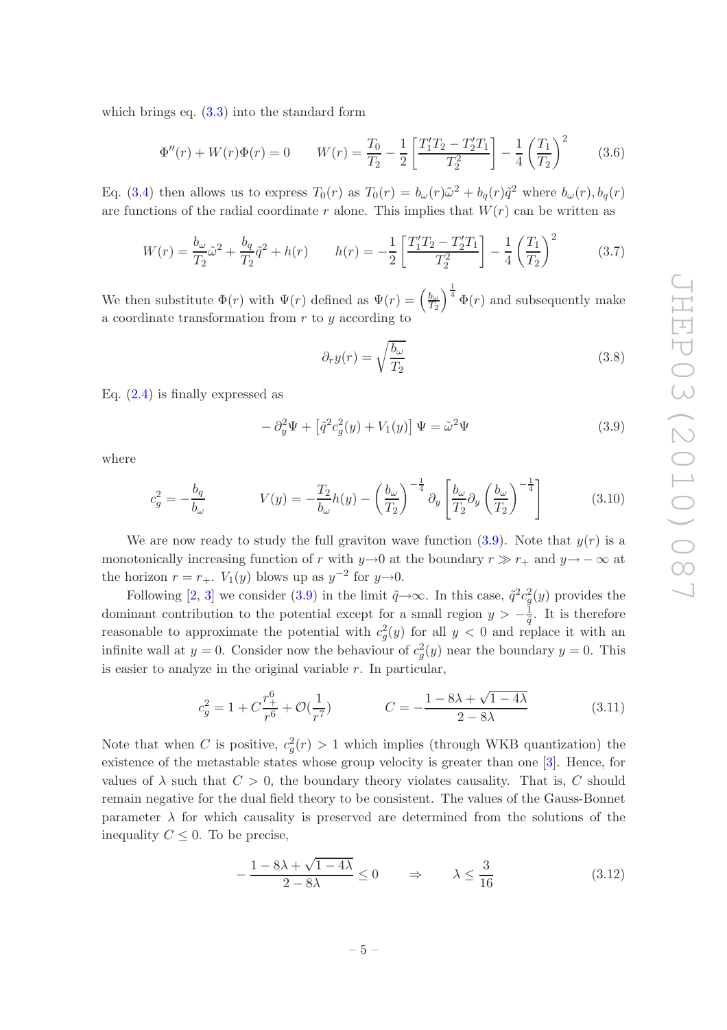which brings eq. (3.3) into the standard form

$$\Phi''(r) + W(r)\Phi(r) = 0 \qquad W(r) = \frac{T_0}{T_2} - \frac{1}{2}\left[\frac{T_1'T_2 - T_2'T_1}{T_2^2}\right] - \frac{1}{4}\left(\frac{T_1}{T_2}\right)^2 \tag{3.6}$$

Eq. (3.4) then allows us to express $T_0(r)$ as $T_0(r) = b_\omega(r)\tilde{\omega}^2 + b_q(r)\tilde{q}^2$ where $b_\omega(r), b_q(r)$ are functions of the radial coordinate $r$ alone. This implies that $W(r)$ can be written as

$$W(r) = \frac{b_\omega}{T_2}\tilde{\omega}^2 + \frac{b_q}{T_2}\tilde{q}^2 + h(r) \qquad h(r) = -\frac{1}{2}\left[\frac{T_1'T_2 - T_2'T_1}{T_2^2}\right] - \frac{1}{4}\left(\frac{T_1}{T_2}\right)^2 \tag{3.7}$$

We then substitute $\Phi(r)$ with $\Psi(r)$ defined as $\Psi(r) = \left(\frac{b_\omega}{T_2}\right)^{\frac{1}{4}}\Phi(r)$ and subsequently make a coordinate transformation from $r$ to $y$ according to

$$\partial_r y(r) = \sqrt{\frac{b_\omega}{T_2}} \tag{3.8}$$

Eq. (2.4) is finally expressed as

$$-\partial_y^2\Psi + \left[\tilde{q}^2 c_g^2(y) + V_1(y)\right]\Psi = \tilde{\omega}^2\Psi \tag{3.9}$$

where

$$c_g^2 = -\frac{b_q}{b_\omega} \qquad\qquad V(y) = -\frac{T_2}{b_\omega}h(y) - \left(\frac{b_\omega}{T_2}\right)^{-\frac{1}{4}}\partial_y\left[\frac{b_\omega}{T_2}\partial_y\left(\frac{b_\omega}{T_2}\right)^{-\frac{1}{4}}\right] \tag{3.10}$$

We are now ready to study the full graviton wave function (3.9). Note that $y(r)$ is a monotonically increasing function of $r$ with $y \to 0$ at the boundary $r \gg r_+$ and $y \to -\infty$ at the horizon $r = r_+$. $V_1(y)$ blows up as $y^{-2}$ for $y \to 0$.

Following [2, 3] we consider (3.9) in the limit $\tilde{q} \to \infty$. In this case, $\tilde{q}^2 c_g^2(y)$ provides the dominant contribution to the potential except for a small region $y > -\frac{1}{\tilde{q}}$. It is therefore reasonable to approximate the potential with $c_g^2(y)$ for all $y < 0$ and replace it with an infinite wall at $y = 0$. Consider now the behaviour of $c_g^2(y)$ near the boundary $y = 0$. This is easier to analyze in the original variable $r$. In particular,

$$c_g^2 = 1 + C\frac{r_+^6}{r^6} + \mathcal{O}\left(\frac{1}{r^7}\right) \qquad\qquad C = -\frac{1 - 8\lambda + \sqrt{1 - 4\lambda}}{2 - 8\lambda} \tag{3.11}$$

Note that when $C$ is positive, $c_g^2(r) > 1$ which implies (through WKB quantization) the existence of the metastable states whose group velocity is greater than one [3]. Hence, for values of $\lambda$ such that $C > 0$, the boundary theory violates causality. That is, $C$ should remain negative for the dual field theory to be consistent. The values of the Gauss-Bonnet parameter $\lambda$ for which causality is preserved are determined from the solutions of the inequality $C \leq 0$. To be precise,

$$-\frac{1 - 8\lambda + \sqrt{1 - 4\lambda}}{2 - 8\lambda} \leq 0 \qquad \Rightarrow \qquad \lambda \leq \frac{3}{16} \tag{3.12}$$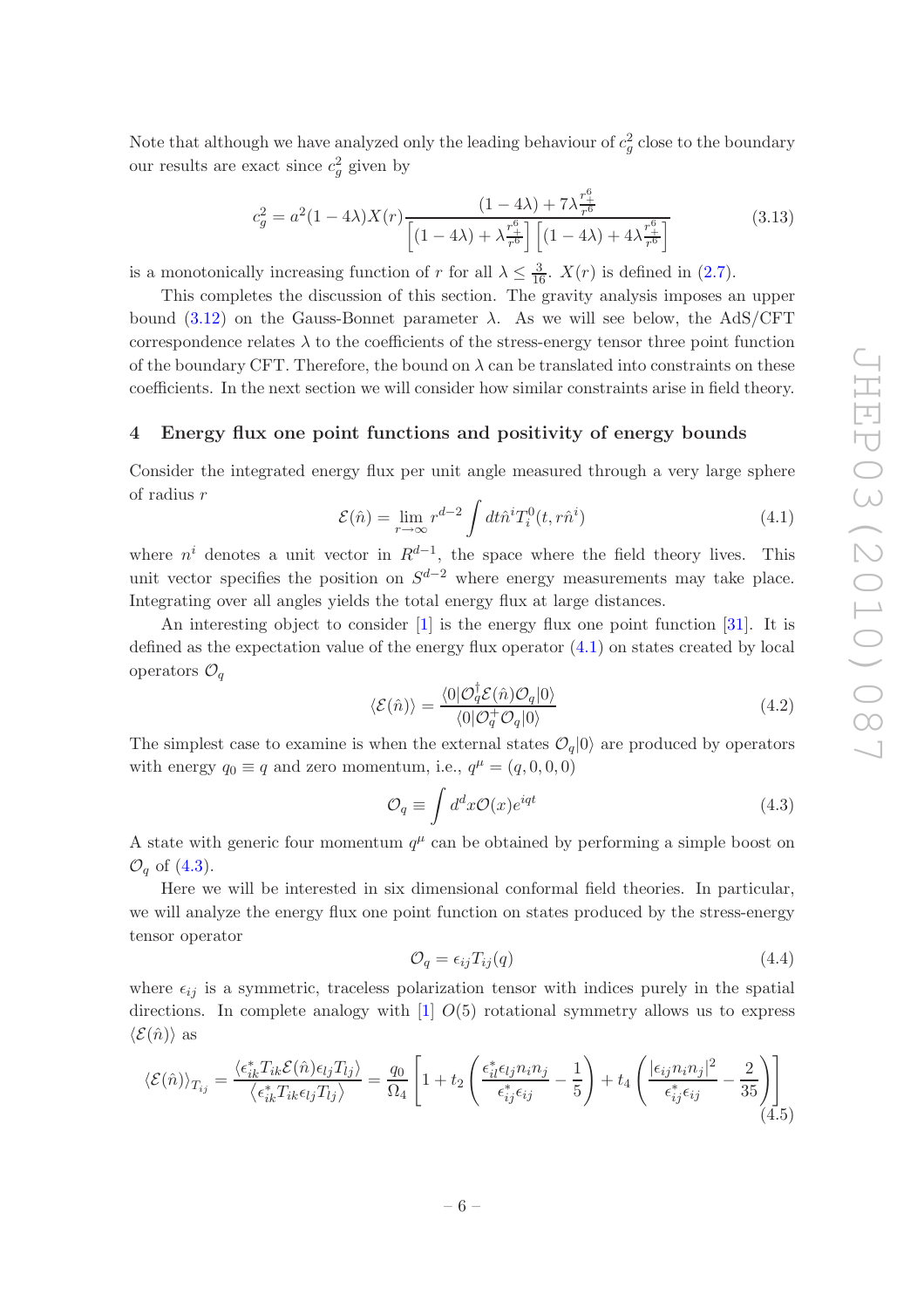Note that although we have analyzed only the leading behaviour of $c_g^2$ close to the boundary our results are exact since $c_g^2$ given by

$$c_g^2 = a^2(1-4\lambda)X(r)\frac{(1-4\lambda)+7\lambda\frac{r_+^6}{r^6}}{\left[(1-4\lambda)+\lambda\frac{r_+^6}{r^6}\right]\left[(1-4\lambda)+4\lambda\frac{r_+^6}{r^6}\right]} \tag{3.13}$$

is a monotonically increasing function of $r$ for all $\lambda \leq \frac{3}{16}$. $X(r)$ is defined in (2.7).

This completes the discussion of this section. The gravity analysis imposes an upper bound (3.12) on the Gauss-Bonnet parameter $\lambda$. As we will see below, the AdS/CFT correspondence relates $\lambda$ to the coefficients of the stress-energy tensor three point function of the boundary CFT. Therefore, the bound on $\lambda$ can be translated into constraints on these coefficients. In the next section we will consider how similar constraints arise in field theory.

## 4 Energy flux one point functions and positivity of energy bounds

Consider the integrated energy flux per unit angle measured through a very large sphere of radius $r$

$$\mathcal{E}(\hat{n}) = \lim_{r\to\infty} r^{d-2}\int dt \hat{n}^i T_i^0(t, r\hat{n}^i) \tag{4.1}$$

where $n^i$ denotes a unit vector in $R^{d-1}$, the space where the field theory lives. This unit vector specifies the position on $S^{d-2}$ where energy measurements may take place. Integrating over all angles yields the total energy flux at large distances.

An interesting object to consider [1] is the energy flux one point function [31]. It is defined as the expectation value of the energy flux operator (4.1) on states created by local operators $\mathcal{O}_q$

$$\langle \mathcal{E}(\hat{n})\rangle = \frac{\langle 0|\mathcal{O}_q^\dagger \mathcal{E}(\hat{n})\mathcal{O}_q|0\rangle}{\langle 0|\mathcal{O}_q^+\mathcal{O}_q|0\rangle} \tag{4.2}$$

The simplest case to examine is when the external states $\mathcal{O}_q|0\rangle$ are produced by operators with energy $q_0 \equiv q$ and zero momentum, i.e., $q^\mu = (q, 0, 0, 0)$

$$\mathcal{O}_q \equiv \int d^d x \mathcal{O}(x) e^{iqt} \tag{4.3}$$

A state with generic four momentum $q^\mu$ can be obtained by performing a simple boost on $\mathcal{O}_q$ of (4.3).

Here we will be interested in six dimensional conformal field theories. In particular, we will analyze the energy flux one point function on states produced by the stress-energy tensor operator

$$\mathcal{O}_q = \epsilon_{ij}T_{ij}(q) \tag{4.4}$$

where $\epsilon_{ij}$ is a symmetric, traceless polarization tensor with indices purely in the spatial directions. In complete analogy with [1] $O(5)$ rotational symmetry allows us to express $\langle\mathcal{E}(\hat{n})\rangle$ as

$$\langle \mathcal{E}(\hat{n})\rangle_{T_{ij}} = \frac{\langle \epsilon_{ik}^* T_{ik}\mathcal{E}(\hat{n})\epsilon_{lj}T_{lj}\rangle}{\langle \epsilon_{ik}^* T_{ik}\epsilon_{lj}T_{lj}\rangle} = \frac{q_0}{\Omega_4}\left[1 + t_2\left(\frac{\epsilon_{il}^*\epsilon_{lj}n_i n_j}{\epsilon_{ij}^*\epsilon_{ij}} - \frac{1}{5}\right) + t_4\left(\frac{|\epsilon_{ij}n_i n_j|^2}{\epsilon_{ij}^*\epsilon_{ij}} - \frac{2}{35}\right)\right] \tag{4.5}$$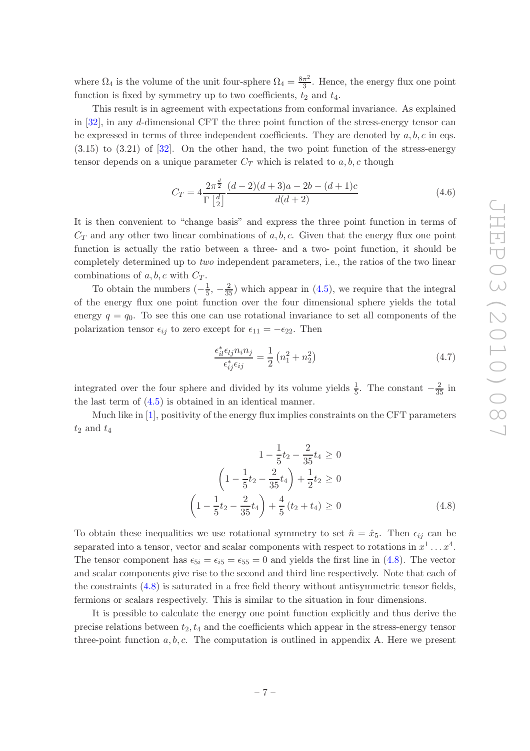where $\Omega_4$ is the volume of the unit four-sphere $\Omega_4 = \frac{8\pi^2}{3}$. Hence, the energy flux one point function is fixed by symmetry up to two coefficients, $t_2$ and $t_4$.

This result is in agreement with expectations from conformal invariance. As explained in [32], in any $d$-dimensional CFT the three point function of the stress-energy tensor can be expressed in terms of three independent coefficients. They are denoted by $a, b, c$ in eqs. (3.15) to (3.21) of [32]. On the other hand, the two point function of the stress-energy tensor depends on a unique parameter $C_T$ which is related to $a, b, c$ though

$$C_T = 4\frac{2\pi^{\frac{d}{2}}}{\Gamma\left[\frac{d}{2}\right]}\frac{(d-2)(d+3)a - 2b - (d+1)c}{d(d+2)} \tag{4.6}$$

It is then convenient to "change basis" and express the three point function in terms of $C_T$ and any other two linear combinations of $a, b, c$. Given that the energy flux one point function is actually the ratio between a three- and a two- point function, it should be completely determined up to *two* independent parameters, i.e., the ratios of the two linear combinations of $a, b, c$ with $C_T$.

To obtain the numbers $(-\frac{1}{5}, -\frac{2}{35})$ which appear in (4.5), we require that the integral of the energy flux one point function over the four dimensional sphere yields the total energy $q = q_0$. To see this one can use rotational invariance to set all components of the polarization tensor $\epsilon_{ij}$ to zero except for $\epsilon_{11} = -\epsilon_{22}$. Then

$$\frac{\epsilon^*_{il}\epsilon_{lj}n_i n_j}{\epsilon^*_{ij}\epsilon_{ij}} = \frac{1}{2}\left(n_1^2 + n_2^2\right) \tag{4.7}$$

integrated over the four sphere and divided by its volume yields $\frac{1}{5}$. The constant $-\frac{2}{35}$ in the last term of (4.5) is obtained in an identical manner.

Much like in [1], positivity of the energy flux implies constraints on the CFT parameters $t_2$ and $t_4$

$$\begin{aligned}
1 - \frac{1}{5}t_2 - \frac{2}{35}t_4 &\geq 0 \\
\left(1 - \frac{1}{5}t_2 - \frac{2}{35}t_4\right) + \frac{1}{2}t_2 &\geq 0 \\
\left(1 - \frac{1}{5}t_2 - \frac{2}{35}t_4\right) + \frac{4}{5}\left(t_2 + t_4\right) &\geq 0
\end{aligned} \tag{4.8}$$

To obtain these inequalities we use rotational symmetry to set $\hat{n} = \hat{x}_5$. Then $\epsilon_{ij}$ can be separated into a tensor, vector and scalar components with respect to rotations in $x^1 \ldots x^4$. The tensor component has $\epsilon_{5i} = \epsilon_{i5} = \epsilon_{55} = 0$ and yields the first line in (4.8). The vector and scalar components give rise to the second and third line respectively. Note that each of the constraints (4.8) is saturated in a free field theory without antisymmetric tensor fields, fermions or scalars respectively. This is similar to the situation in four dimensions.

It is possible to calculate the energy one point function explicitly and thus derive the precise relations between $t_2, t_4$ and the coefficients which appear in the stress-energy tensor three-point function $a, b, c$. The computation is outlined in appendix A. Here we present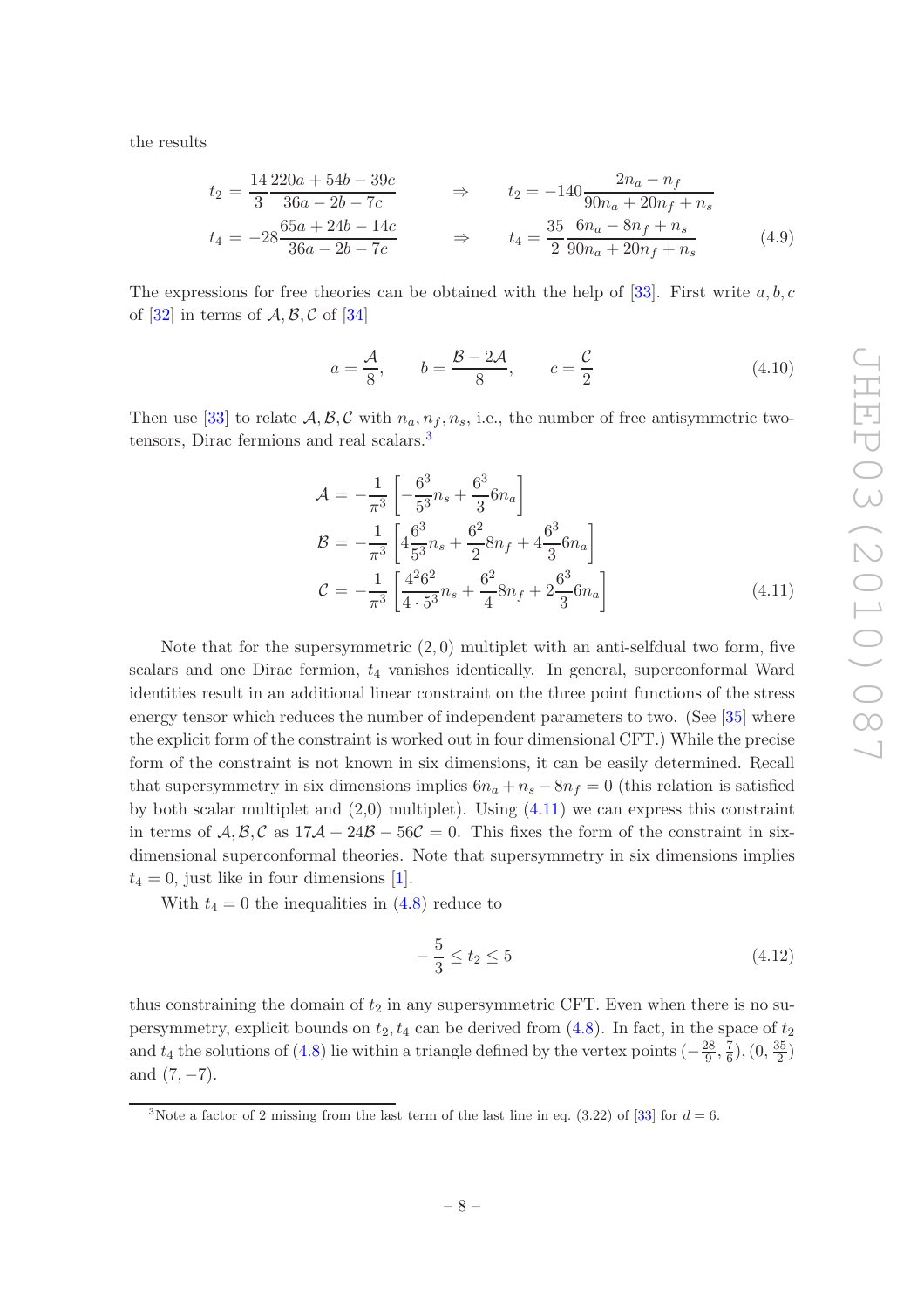the results

$$
\begin{aligned}
t_2 &= \frac{14}{3}\frac{220a + 54b - 39c}{36a - 2b - 7c} \qquad &\Rightarrow \qquad t_2 &= -140\frac{2n_a - n_f}{90n_a + 20n_f + n_s} \\
t_4 &= -28\frac{65a + 24b - 14c}{36a - 2b - 7c} \qquad &\Rightarrow \qquad t_4 &= \frac{35}{2}\frac{6n_a - 8n_f + n_s}{90n_a + 20n_f + n_s}
\end{aligned} \tag{4.9}
$$

The expressions for free theories can be obtained with the help of [33]. First write $a, b, c$ of [32] in terms of $\mathcal{A}, \mathcal{B}, \mathcal{C}$ of [34]

$$
a = \frac{\mathcal{A}}{8}, \qquad b = \frac{\mathcal{B} - 2\mathcal{A}}{8}, \qquad c = \frac{\mathcal{C}}{2} \tag{4.10}
$$

Then use [33] to relate $\mathcal{A}, \mathcal{B}, \mathcal{C}$ with $n_a, n_f, n_s$, i.e., the number of free antisymmetric two-tensors, Dirac fermions and real scalars.[3]

$$
\begin{aligned}
\mathcal{A} &= -\frac{1}{\pi^3}\left[-\frac{6^3}{5^3}n_s + \frac{6^3}{3}6n_a\right] \\
\mathcal{B} &= -\frac{1}{\pi^3}\left[4\frac{6^3}{5^3}n_s + \frac{6^2}{2}8n_f + 4\frac{6^3}{3}6n_a\right] \\
\mathcal{C} &= -\frac{1}{\pi^3}\left[\frac{4^2 6^2}{4\cdot 5^3}n_s + \frac{6^2}{4}8n_f + 2\frac{6^3}{3}6n_a\right]
\end{aligned} \tag{4.11}
$$

Note that for the supersymmetric $(2,0)$ multiplet with an anti-selfdual two form, five scalars and one Dirac fermion, $t_4$ vanishes identically. In general, superconformal Ward identities result in an additional linear constraint on the three point functions of the stress energy tensor which reduces the number of independent parameters to two. (See [35] where the explicit form of the constraint is worked out in four dimensional CFT.) While the precise form of the constraint is not known in six dimensions, it can be easily determined. Recall that supersymmetry in six dimensions implies $6n_a + n_s - 8n_f = 0$ (this relation is satisfied by both scalar multiplet and (2,0) multiplet). Using (4.11) we can express this constraint in terms of $\mathcal{A}, \mathcal{B}, \mathcal{C}$ as $17\mathcal{A} + 24\mathcal{B} - 56\mathcal{C} = 0$. This fixes the form of the constraint in six-dimensional superconformal theories. Note that supersymmetry in six dimensions implies $t_4 = 0$, just like in four dimensions [1].

With $t_4 = 0$ the inequalities in (4.8) reduce to

$$
-\frac{5}{3} \leq t_2 \leq 5 \tag{4.12}
$$

thus constraining the domain of $t_2$ in any supersymmetric CFT. Even when there is no supersymmetry, explicit bounds on $t_2, t_4$ can be derived from (4.8). In fact, in the space of $t_2$ and $t_4$ the solutions of (4.8) lie within a triangle defined by the vertex points $(-\frac{28}{9}, \frac{7}{6})$, $(0, \frac{35}{2})$ and $(7, -7)$.

[3] Note a factor of 2 missing from the last term of the last line in eq. (3.22) of [33] for $d = 6$.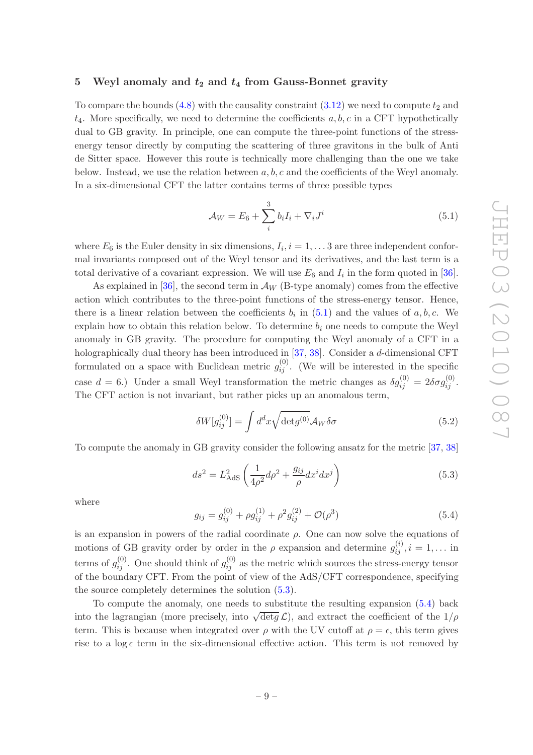## 5 Weyl anomaly and $t_2$ and $t_4$ from Gauss-Bonnet gravity

To compare the bounds (4.8) with the causality constraint (3.12) we need to compute $t_2$ and $t_4$. More specifically, we need to determine the coefficients $a, b, c$ in a CFT hypothetically dual to GB gravity. In principle, one can compute the three-point functions of the stress-energy tensor directly by computing the scattering of three gravitons in the bulk of Anti de Sitter space. However this route is technically more challenging than the one we take below. Instead, we use the relation between $a, b, c$ and the coefficients of the Weyl anomaly. In a six-dimensional CFT the latter contains terms of three possible types

$$\mathcal{A}_W = E_6 + \sum_i^3 b_i I_i + \nabla_i J^i \tag{5.1}$$

where $E_6$ is the Euler density in six dimensions, $I_i, i = 1, \ldots 3$ are three independent conformal invariants composed out of the Weyl tensor and its derivatives, and the last term is a total derivative of a covariant expression. We will use $E_6$ and $I_i$ in the form quoted in [36].

As explained in [36], the second term in $\mathcal{A}_W$ (B-type anomaly) comes from the effective action which contributes to the three-point functions of the stress-energy tensor. Hence, there is a linear relation between the coefficients $b_i$ in (5.1) and the values of $a, b, c$. We explain how to obtain this relation below. To determine $b_i$ one needs to compute the Weyl anomaly in GB gravity. The procedure for computing the Weyl anomaly of a CFT in a holographically dual theory has been introduced in [37, 38]. Consider a $d$-dimensional CFT formulated on a space with Euclidean metric $g_{ij}^{(0)}$. (We will be interested in the specific case $d = 6$.) Under a small Weyl transformation the metric changes as $\delta g_{ij}^{(0)} = 2\delta\sigma g_{ij}^{(0)}$. The CFT action is not invariant, but rather picks up an anomalous term,

$$\delta W[g_{ij}^{(0)}] = \int d^d x \sqrt{\det g^{(0)}} \mathcal{A}_W \delta\sigma \tag{5.2}$$

To compute the anomaly in GB gravity consider the following ansatz for the metric [37, 38]

$$ds^2 = L_{\rm AdS}^2 \left( \frac{1}{4\rho^2} d\rho^2 + \frac{g_{ij}}{\rho} dx^i dx^j \right) \tag{5.3}$$

where

$$g_{ij} = g_{ij}^{(0)} + \rho g_{ij}^{(1)} + \rho^2 g_{ij}^{(2)} + \mathcal{O}(\rho^3) \tag{5.4}$$

is an expansion in powers of the radial coordinate $\rho$. One can now solve the equations of motions of GB gravity order by order in the $\rho$ expansion and determine $g_{ij}^{(i)}, i = 1, \ldots$ in terms of $g_{ij}^{(0)}$. One should think of $g_{ij}^{(0)}$ as the metric which sources the stress-energy tensor of the boundary CFT. From the point of view of the AdS/CFT correspondence, specifying the source completely determines the solution (5.3).

To compute the anomaly, one needs to substitute the resulting expansion (5.4) back into the lagrangian (more precisely, into $\sqrt{\det g}\,\mathcal{L}$), and extract the coefficient of the $1/\rho$ term. This is because when integrated over $\rho$ with the UV cutoff at $\rho = \epsilon$, this term gives rise to a $\log\epsilon$ term in the six-dimensional effective action. This term is not removed by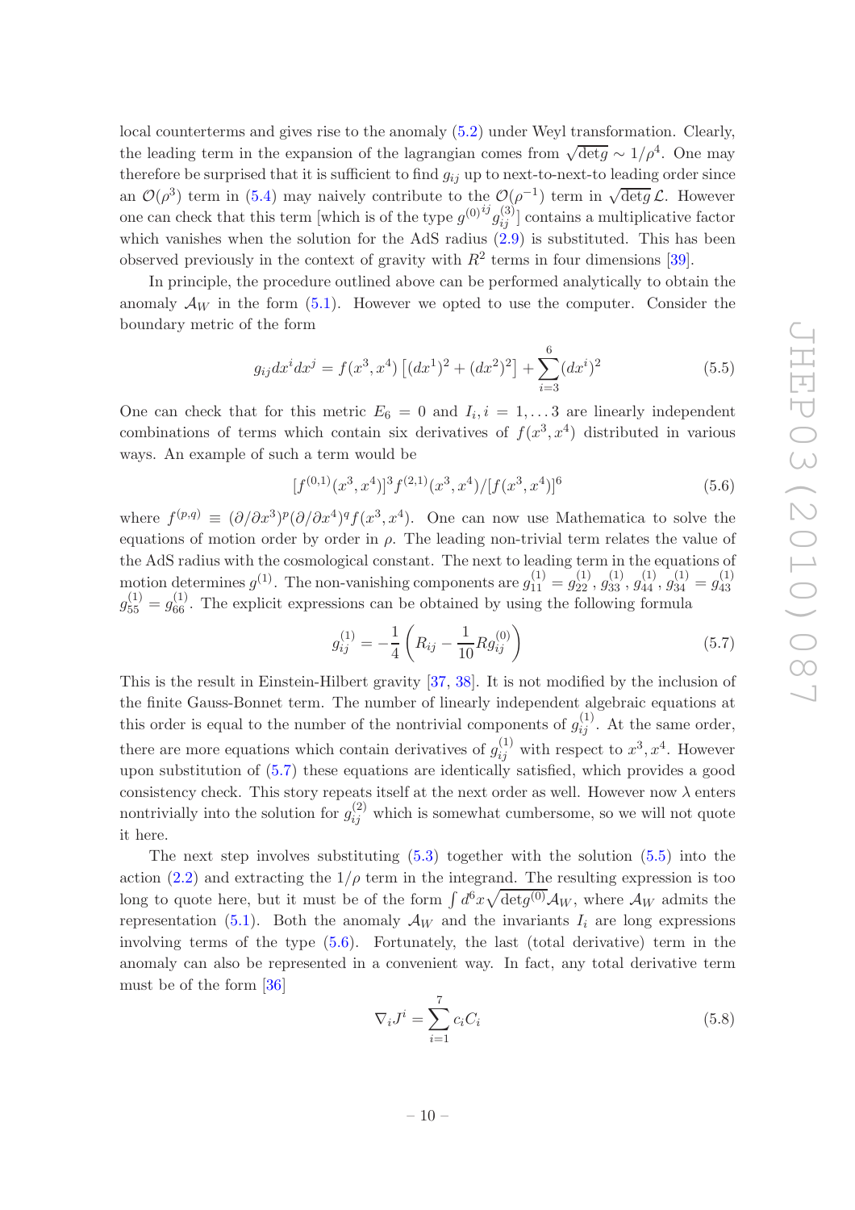local counterterms and gives rise to the anomaly (5.2) under Weyl transformation. Clearly, the leading term in the expansion of the lagrangian comes from $\sqrt{\det g} \sim 1/\rho^4$. One may therefore be surprised that it is sufficient to find $g_{ij}$ up to next-to-next-to leading order since an $\mathcal{O}(\rho^3)$ term in (5.4) may naively contribute to the $\mathcal{O}(\rho^{-1})$ term in $\sqrt{\det g}\,\mathcal{L}$. However one can check that this term [which is of the type $g^{(0)ij} g^{(3)}_{ij}$] contains a multiplicative factor which vanishes when the solution for the AdS radius (2.9) is substituted. This has been observed previously in the context of gravity with $R^2$ terms in four dimensions [39].

In principle, the procedure outlined above can be performed analytically to obtain the anomaly $\mathcal{A}_W$ in the form (5.1). However we opted to use the computer. Consider the boundary metric of the form

$$g_{ij}dx^i dx^j = f(x^3,x^4)\left[(dx^1)^2+(dx^2)^2\right] + \sum_{i=3}^{6}(dx^i)^2 \tag{5.5}$$

One can check that for this metric $E_6 = 0$ and $I_i, i = 1, \ldots 3$ are linearly independent combinations of terms which contain six derivatives of $f(x^3, x^4)$ distributed in various ways. An example of such a term would be

$$[f^{(0,1)}(x^3,x^4)]^3 f^{(2,1)}(x^3,x^4)/[f(x^3,x^4)]^6 \tag{5.6}$$

where $f^{(p,q)} \equiv (\partial/\partial x^3)^p(\partial/\partial x^4)^q f(x^3,x^4)$. One can now use Mathematica to solve the equations of motion order by order in $\rho$. The leading non-trivial term relates the value of the AdS radius with the cosmological constant. The next to leading term in the equations of motion determines $g^{(1)}$. The non-vanishing components are $g^{(1)}_{11} = g^{(1)}_{22}$, $g^{(1)}_{33}$, $g^{(1)}_{44}$, $g^{(1)}_{34} = g^{(1)}_{43}$ $g^{(1)}_{55} = g^{(1)}_{66}$. The explicit expressions can be obtained by using the following formula

$$g^{(1)}_{ij} = -\frac{1}{4}\left(R_{ij} - \frac{1}{10}Rg^{(0)}_{ij}\right) \tag{5.7}$$

This is the result in Einstein-Hilbert gravity [37, 38]. It is not modified by the inclusion of the finite Gauss-Bonnet term. The number of linearly independent algebraic equations at this order is equal to the number of the nontrivial components of $g^{(1)}_{ij}$. At the same order, there are more equations which contain derivatives of $g^{(1)}_{ij}$ with respect to $x^3, x^4$. However upon substitution of (5.7) these equations are identically satisfied, which provides a good consistency check. This story repeats itself at the next order as well. However now $\lambda$ enters nontrivially into the solution for $g^{(2)}_{ij}$ which is somewhat cumbersome, so we will not quote it here.

The next step involves substituting (5.3) together with the solution (5.5) into the action (2.2) and extracting the $1/\rho$ term in the integrand. The resulting expression is too long to quote here, but it must be of the form $\int d^6x \sqrt{\det g^{(0)}}\mathcal{A}_W$, where $\mathcal{A}_W$ admits the representation (5.1). Both the anomaly $\mathcal{A}_W$ and the invariants $I_i$ are long expressions involving terms of the type (5.6). Fortunately, the last (total derivative) term in the anomaly can also be represented in a convenient way. In fact, any total derivative term must be of the form [36]

$$\nabla_i J^i = \sum_{i=1}^{7} c_i C_i \tag{5.8}$$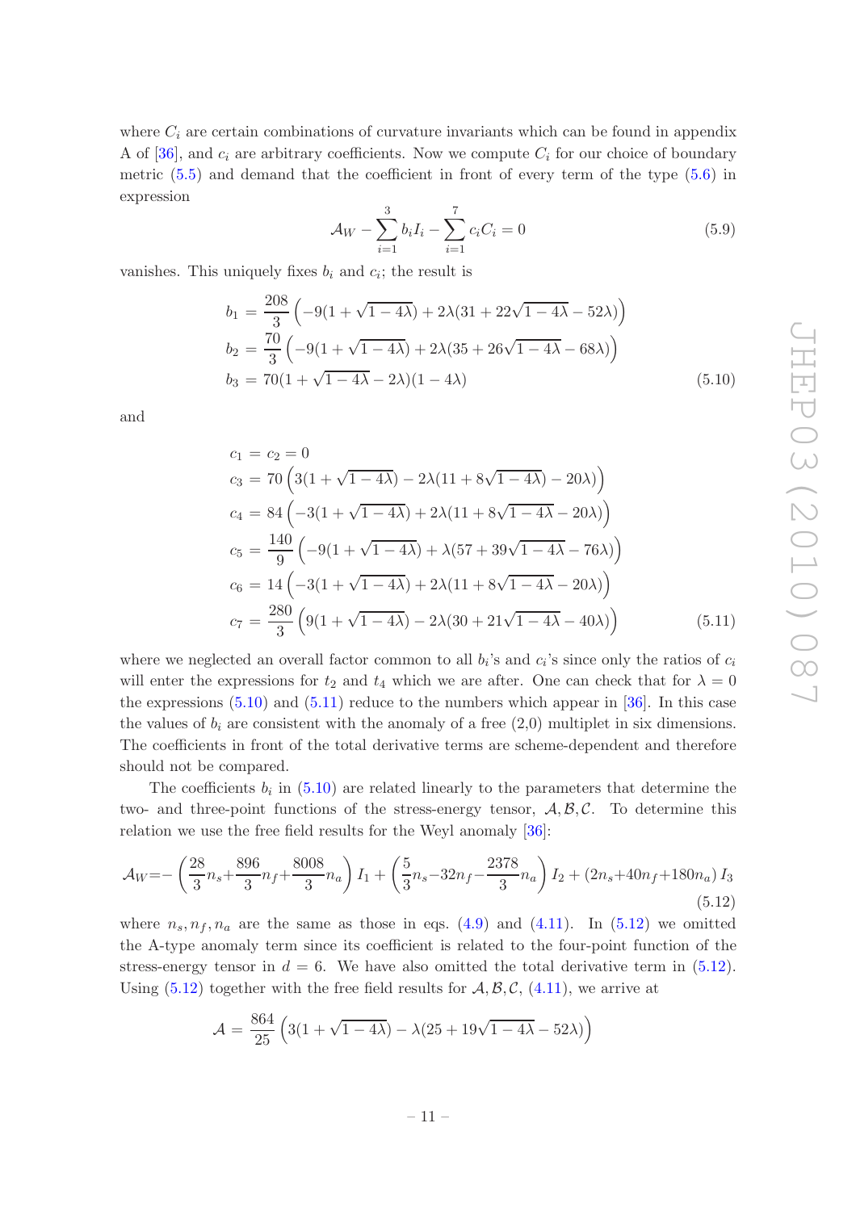where $C_i$ are certain combinations of curvature invariants which can be found in appendix A of [36], and $c_i$ are arbitrary coefficients. Now we compute $C_i$ for our choice of boundary metric (5.5) and demand that the coefficient in front of every term of the type (5.6) in expression

$$\mathcal{A}_W - \sum_{i=1}^{3} b_i I_i - \sum_{i=1}^{7} c_i C_i = 0 \tag{5.9}$$

vanishes. This uniquely fixes $b_i$ and $c_i$; the result is

$$\begin{aligned}
b_1 &= \frac{208}{3}\left(-9(1+\sqrt{1-4\lambda}) + 2\lambda(31 + 22\sqrt{1-4\lambda} - 52\lambda)\right)\\
b_2 &= \frac{70}{3}\left(-9(1+\sqrt{1-4\lambda}) + 2\lambda(35 + 26\sqrt{1-4\lambda} - 68\lambda)\right)\\
b_3 &= 70(1+\sqrt{1-4\lambda} - 2\lambda)(1-4\lambda)
\end{aligned} \tag{5.10}$$

and

$$\begin{aligned}
c_1 &= c_2 = 0\\
c_3 &= 70\left(3(1+\sqrt{1-4\lambda}) - 2\lambda(11 + 8\sqrt{1-4\lambda}) - 20\lambda)\right)\\
c_4 &= 84\left(-3(1+\sqrt{1-4\lambda}) + 2\lambda(11 + 8\sqrt{1-4\lambda} - 20\lambda)\right)\\
c_5 &= \frac{140}{9}\left(-9(1+\sqrt{1-4\lambda}) + \lambda(57 + 39\sqrt{1-4\lambda} - 76\lambda)\right)\\
c_6 &= 14\left(-3(1+\sqrt{1-4\lambda}) + 2\lambda(11 + 8\sqrt{1-4\lambda} - 20\lambda)\right)\\
c_7 &= \frac{280}{3}\left(9(1+\sqrt{1-4\lambda}) - 2\lambda(30 + 21\sqrt{1-4\lambda} - 40\lambda)\right)
\end{aligned} \tag{5.11}$$

where we neglected an overall factor common to all $b_i$'s and $c_i$'s since only the ratios of $c_i$ will enter the expressions for $t_2$ and $t_4$ which we are after. One can check that for $\lambda = 0$ the expressions (5.10) and (5.11) reduce to the numbers which appear in [36]. In this case the values of $b_i$ are consistent with the anomaly of a free (2,0) multiplet in six dimensions. The coefficients in front of the total derivative terms are scheme-dependent and therefore should not be compared.

The coefficients $b_i$ in (5.10) are related linearly to the parameters that determine the two- and three-point functions of the stress-energy tensor, $\mathcal{A}, \mathcal{B}, \mathcal{C}$. To determine this relation we use the free field results for the Weyl anomaly [36]:

$$\mathcal{A}_W = -\left(\frac{28}{3}n_s + \frac{896}{3}n_f + \frac{8008}{3}n_a\right) I_1 + \left(\frac{5}{3}n_s - 32n_f - \frac{2378}{3}n_a\right) I_2 + (2n_s + 40n_f + 180n_a)\, I_3 \tag{5.12}$$

where $n_s, n_f, n_a$ are the same as those in eqs. (4.9) and (4.11). In (5.12) we omitted the A-type anomaly term since its coefficient is related to the four-point function of the stress-energy tensor in $d = 6$. We have also omitted the total derivative term in (5.12). Using (5.12) together with the free field results for $\mathcal{A}, \mathcal{B}, \mathcal{C}$, (4.11), we arrive at

$$\mathcal{A} = \frac{864}{25}\left(3(1+\sqrt{1-4\lambda}) - \lambda(25 + 19\sqrt{1-4\lambda} - 52\lambda)\right)$$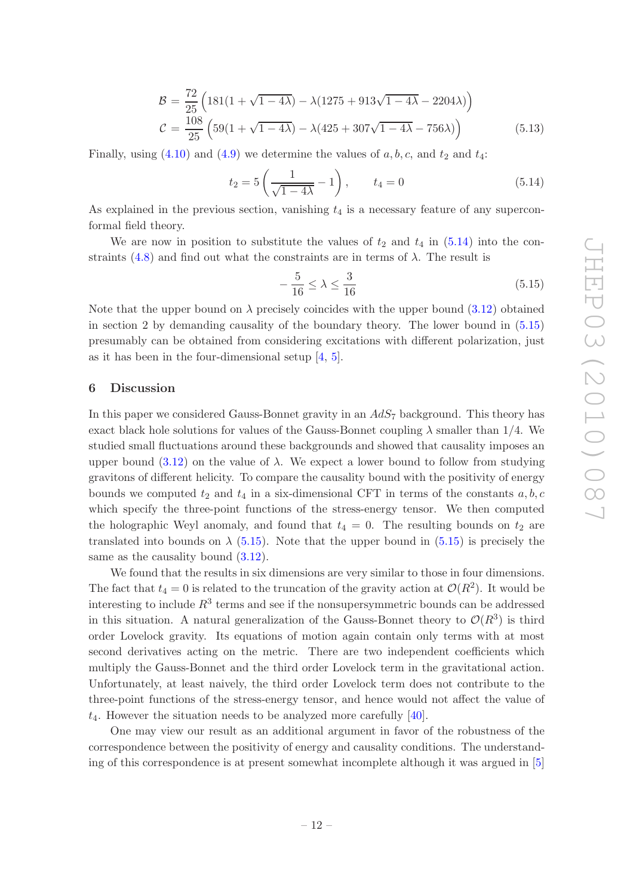$$
\begin{aligned}
\mathcal{B} &= \frac{72}{25}\left(181(1+\sqrt{1-4\lambda}) - \lambda(1275 + 913\sqrt{1-4\lambda} - 2204\lambda)\right) \\
\mathcal{C} &= \frac{108}{25}\left(59(1+\sqrt{1-4\lambda}) - \lambda(425 + 307\sqrt{1-4\lambda} - 756\lambda)\right)
\end{aligned}
\tag{5.13}
$$

Finally, using (4.10) and (4.9) we determine the values of $a, b, c$, and $t_2$ and $t_4$:

$$
t_2 = 5\left(\frac{1}{\sqrt{1-4\lambda}} - 1\right), \qquad t_4 = 0 \tag{5.14}
$$

As explained in the previous section, vanishing $t_4$ is a necessary feature of any superconformal field theory.

We are now in position to substitute the values of $t_2$ and $t_4$ in (5.14) into the constraints (4.8) and find out what the constraints are in terms of $\lambda$. The result is

$$
-\frac{5}{16} \leq \lambda \leq \frac{3}{16} \tag{5.15}
$$

Note that the upper bound on $\lambda$ precisely coincides with the upper bound (3.12) obtained in section 2 by demanding causality of the boundary theory. The lower bound in (5.15) presumably can be obtained from considering excitations with different polarization, just as it has been in the four-dimensional setup [4, 5].

## 6 Discussion

In this paper we considered Gauss-Bonnet gravity in an $AdS_7$ background. This theory has exact black hole solutions for values of the Gauss-Bonnet coupling $\lambda$ smaller than $1/4$. We studied small fluctuations around these backgrounds and showed that causality imposes an upper bound (3.12) on the value of $\lambda$. We expect a lower bound to follow from studying gravitons of different helicity. To compare the causality bound with the positivity of energy bounds we computed $t_2$ and $t_4$ in a six-dimensional CFT in terms of the constants $a, b, c$ which specify the three-point functions of the stress-energy tensor. We then computed the holographic Weyl anomaly, and found that $t_4 = 0$. The resulting bounds on $t_2$ are translated into bounds on $\lambda$ (5.15). Note that the upper bound in (5.15) is precisely the same as the causality bound (3.12).

We found that the results in six dimensions are very similar to those in four dimensions. The fact that $t_4 = 0$ is related to the truncation of the gravity action at $\mathcal{O}(R^2)$. It would be interesting to include $R^3$ terms and see if the nonsupersymmetric bounds can be addressed in this situation. A natural generalization of the Gauss-Bonnet theory to $\mathcal{O}(R^3)$ is third order Lovelock gravity. Its equations of motion again contain only terms with at most second derivatives acting on the metric. There are two independent coefficients which multiply the Gauss-Bonnet and the third order Lovelock term in the gravitational action. Unfortunately, at least naively, the third order Lovelock term does not contribute to the three-point functions of the stress-energy tensor, and hence would not affect the value of $t_4$. However the situation needs to be analyzed more carefully [40].

One may view our result as an additional argument in favor of the robustness of the correspondence between the positivity of energy and causality conditions. The understanding of this correspondence is at present somewhat incomplete although it was argued in [5]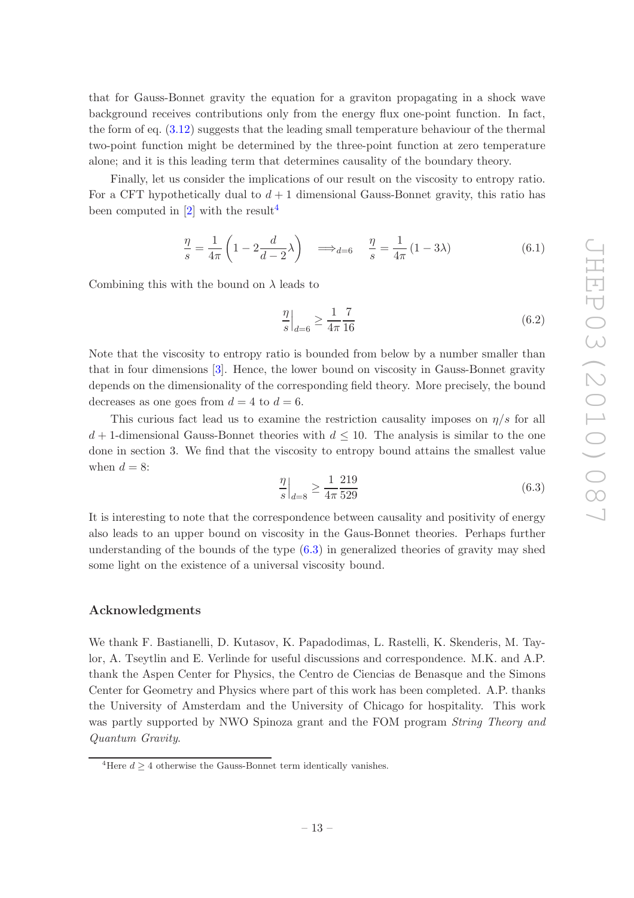that for Gauss-Bonnet gravity the equation for a graviton propagating in a shock wave background receives contributions only from the energy flux one-point function. In fact, the form of eq. (3.12) suggests that the leading small temperature behaviour of the thermal two-point function might be determined by the three-point function at zero temperature alone; and it is this leading term that determines causality of the boundary theory.

Finally, let us consider the implications of our result on the viscosity to entropy ratio. For a CFT hypothetically dual to $d+1$ dimensional Gauss-Bonnet gravity, this ratio has been computed in [2] with the result[4]

$$\frac{\eta}{s} = \frac{1}{4\pi}\left(1 - 2\frac{d}{d-2}\lambda\right) \quad \Longrightarrow_{d=6} \quad \frac{\eta}{s} = \frac{1}{4\pi}\left(1 - 3\lambda\right) \tag{6.1}$$

Combining this with the bound on $\lambda$ leads to

$$\left.\frac{\eta}{s}\right|_{d=6} \geq \frac{1}{4\pi}\frac{7}{16} \tag{6.2}$$

Note that the viscosity to entropy ratio is bounded from below by a number smaller than that in four dimensions [3]. Hence, the lower bound on viscosity in Gauss-Bonnet gravity depends on the dimensionality of the corresponding field theory. More precisely, the bound decreases as one goes from $d = 4$ to $d = 6$.

This curious fact lead us to examine the restriction causality imposes on $\eta/s$ for all $d+1$-dimensional Gauss-Bonnet theories with $d \leq 10$. The analysis is similar to the one done in section 3. We find that the viscosity to entropy bound attains the smallest value when $d = 8$:

$$\left.\frac{\eta}{s}\right|_{d=8} \geq \frac{1}{4\pi}\frac{219}{529} \tag{6.3}$$

It is interesting to note that the correspondence between causality and positivity of energy also leads to an upper bound on viscosity in the Gaus-Bonnet theories. Perhaps further understanding of the bounds of the type (6.3) in generalized theories of gravity may shed some light on the existence of a universal viscosity bound.

## Acknowledgments

We thank F. Bastianelli, D. Kutasov, K. Papadodimas, L. Rastelli, K. Skenderis, M. Taylor, A. Tseytlin and E. Verlinde for useful discussions and correspondence. M.K. and A.P. thank the Aspen Center for Physics, the Centro de Ciencias de Benasque and the Simons Center for Geometry and Physics where part of this work has been completed. A.P. thanks the University of Amsterdam and the University of Chicago for hospitality. This work was partly supported by NWO Spinoza grant and the FOM program *String Theory and Quantum Gravity*.

[4] Here $d \geq 4$ otherwise the Gauss-Bonnet term identically vanishes.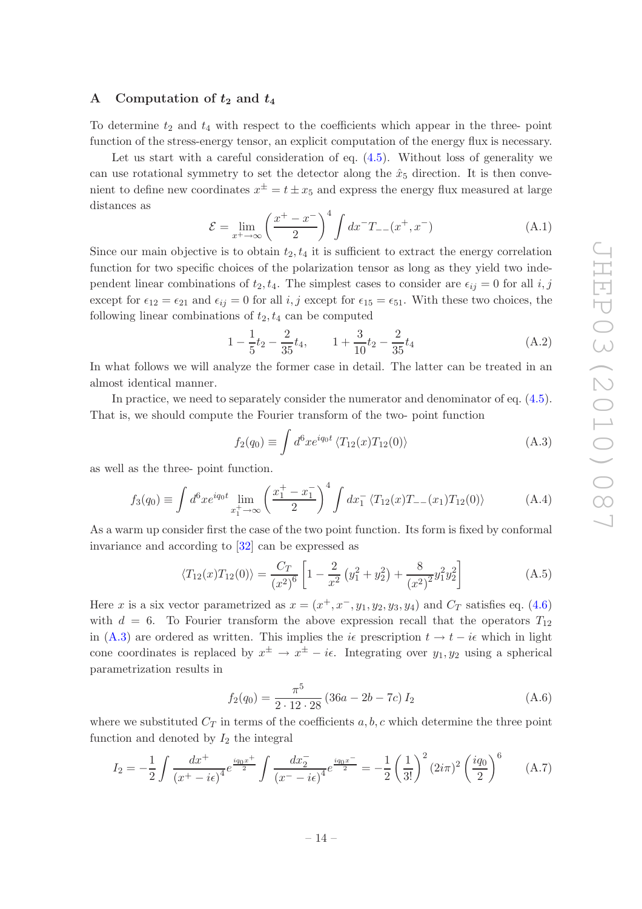## A Computation of $t_2$ and $t_4$

To determine $t_2$ and $t_4$ with respect to the coefficients which appear in the three- point function of the stress-energy tensor, an explicit computation of the energy flux is necessary.

Let us start with a careful consideration of eq. (4.5). Without loss of generality we can use rotational symmetry to set the detector along the $\hat{x}_5$ direction. It is then convenient to define new coordinates $x^\pm = t \pm x_5$ and express the energy flux measured at large distances as

$$\mathcal{E} = \lim_{x^+ \to \infty} \left( \frac{x^+ - x^-}{2} \right)^4 \int dx^- T_{--}(x^+, x^-) \tag{A.1}$$

Since our main objective is to obtain $t_2, t_4$ it is sufficient to extract the energy correlation function for two specific choices of the polarization tensor as long as they yield two independent linear combinations of $t_2, t_4$. The simplest cases to consider are $\epsilon_{ij} = 0$ for all $i, j$ except for $\epsilon_{12} = \epsilon_{21}$ and $\epsilon_{ij} = 0$ for all $i, j$ except for $\epsilon_{15} = \epsilon_{51}$. With these two choices, the following linear combinations of $t_2, t_4$ can be computed

$$1 - \frac{1}{5} t_2 - \frac{2}{35} t_4, \qquad 1 + \frac{3}{10} t_2 - \frac{2}{35} t_4 \tag{A.2}$$

In what follows we will analyze the former case in detail. The latter can be treated in an almost identical manner.

In practice, we need to separately consider the numerator and denominator of eq. (4.5). That is, we should compute the Fourier transform of the two- point function

$$f_2(q_0) \equiv \int d^6 x e^{iq_0 t} \langle T_{12}(x) T_{12}(0) \rangle \tag{A.3}$$

as well as the three- point function.

$$f_3(q_0) \equiv \int d^6 x e^{iq_0 t} \lim_{x_1^+ \to \infty} \left( \frac{x_1^+ - x_1^-}{2} \right)^4 \int dx_1^- \langle T_{12}(x) T_{--}(x_1) T_{12}(0) \rangle \tag{A.4}$$

As a warm up consider first the case of the two point function. Its form is fixed by conformal invariance and according to [32] can be expressed as

$$\langle T_{12}(x) T_{12}(0) \rangle = \frac{C_T}{(x^2)^6} \left[ 1 - \frac{2}{x^2} \left( y_1^2 + y_2^2 \right) + \frac{8}{(x^2)^2} y_1^2 y_2^2 \right] \tag{A.5}$$

Here $x$ is a six vector parametrized as $x = (x^+, x^-, y_1, y_2, y_3, y_4)$ and $C_T$ satisfies eq. (4.6) with $d = 6$. To Fourier transform the above expression recall that the operators $T_{12}$ in (A.3) are ordered as written. This implies the $i\epsilon$ prescription $t \to t - i\epsilon$ which in light cone coordinates is replaced by $x^\pm \to x^\pm - i\epsilon$. Integrating over $y_1, y_2$ using a spherical parametrization results in

$$f_2(q_0) = \frac{\pi^5}{2 \cdot 12 \cdot 28} \left( 36a - 2b - 7c \right) I_2 \tag{A.6}$$

where we substituted $C_T$ in terms of the coefficients $a, b, c$ which determine the three point function and denoted by $I_2$ the integral

$$I_2 = -\frac{1}{2} \int \frac{dx^+}{(x^+ - i\epsilon)^4} e^{\frac{iq_0 x^+}{2}} \int \frac{dx_2^-}{(x^- - i\epsilon)^4} e^{\frac{iq_0 x^-}{2}} = -\frac{1}{2} \left( \frac{1}{3!} \right)^2 (2i\pi)^2 \left( \frac{iq_0}{2} \right)^6 \tag{A.7}$$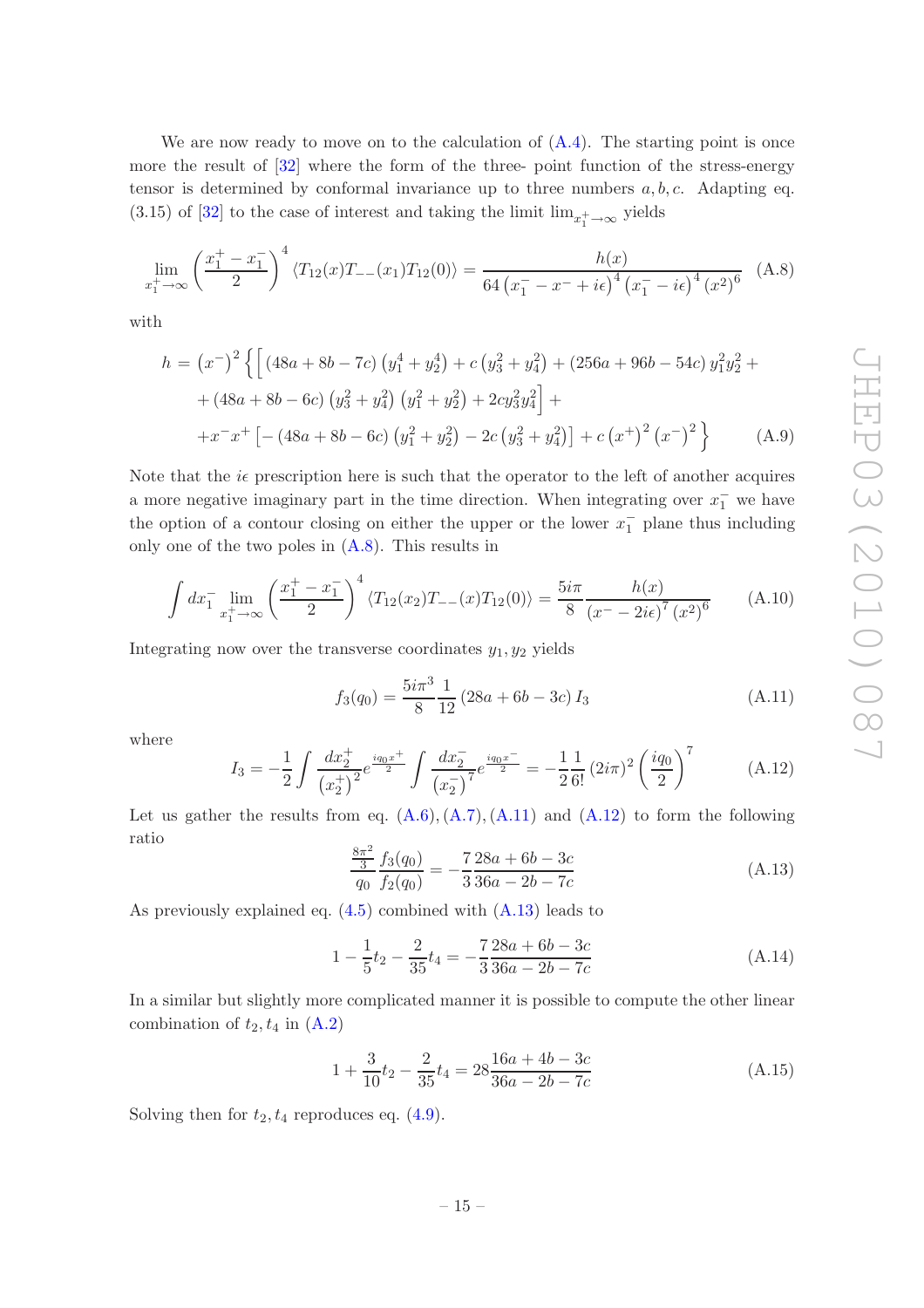We are now ready to move on to the calculation of (A.4). The starting point is once more the result of [32] where the form of the three- point function of the stress-energy tensor is determined by conformal invariance up to three numbers $a, b, c$. Adapting eq. (3.15) of [32] to the case of interest and taking the limit $\lim_{x_1^+\to\infty}$ yields

$$\lim_{x_1^+\to\infty}\left(\frac{x_1^+-x_1^-}{2}\right)^4\langle T_{12}(x)T_{--}(x_1)T_{12}(0)\rangle = \frac{h(x)}{64\left(x_1^- - x^- + i\epsilon\right)^4\left(x_1^- - i\epsilon\right)^4\left(x^2\right)^6} \tag{A.8}$$

with

$$\begin{aligned} h = \left(x^-\right)^2\Big\{\Big[&(48a+8b-7c)\left(y_1^4+y_2^4\right)+c\left(y_3^2+y_4^2\right)+(256a+96b-54c)\,y_1^2y_2^2+\\ &+(48a+8b-6c)\left(y_3^2+y_4^2\right)\left(y_1^2+y_2^2\right)+2cy_3^2y_4^2\Big]+\\ &+x^-x^+\left[-(48a+8b-6c)\left(y_1^2+y_2^2\right)-2c\left(y_3^2+y_4^2\right)\right]+c\left(x^+\right)^2\left(x^-\right)^2\Big\} \end{aligned} \tag{A.9}$$

Note that the $i\epsilon$ prescription here is such that the operator to the left of another acquires a more negative imaginary part in the time direction. When integrating over $x_1^-$ we have the option of a contour closing on either the upper or the lower $x_1^-$ plane thus including only one of the two poles in (A.8). This results in

$$\int dx_1^- \lim_{x_1^+\to\infty}\left(\frac{x_1^+-x_1^-}{2}\right)^4\langle T_{12}(x_2)T_{--}(x)T_{12}(0)\rangle = \frac{5i\pi}{8}\frac{h(x)}{\left(x^- - 2i\epsilon\right)^7\left(x^2\right)^6} \tag{A.10}$$

Integrating now over the transverse coordinates $y_1, y_2$ yields

$$f_3(q_0) = \frac{5i\pi^3}{8}\frac{1}{12}\left(28a+6b-3c\right)I_3 \tag{A.11}$$

where

$$I_3 = -\frac{1}{2}\int\frac{dx_2^+}{\left(x_2^+\right)^2}e^{\frac{iq_0x^+}{2}}\int\frac{dx_2^-}{\left(x_2^-\right)^7}e^{\frac{iq_0x^-}{2}} = -\frac{1}{2}\frac{1}{6!}\left(2i\pi\right)^2\left(\frac{iq_0}{2}\right)^7 \tag{A.12}$$

Let us gather the results from eq. (A.6), (A.7), (A.11) and (A.12) to form the following ratio

$$\frac{\frac{8\pi^2}{3}}{q_0}\frac{f_3(q_0)}{f_2(q_0)} = -\frac{7}{3}\frac{28a+6b-3c}{36a-2b-7c} \tag{A.13}$$

As previously explained eq. (4.5) combined with (A.13) leads to

$$1-\frac{1}{5}t_2-\frac{2}{35}t_4 = -\frac{7}{3}\frac{28a+6b-3c}{36a-2b-7c} \tag{A.14}$$

In a similar but slightly more complicated manner it is possible to compute the other linear combination of $t_2, t_4$ in (A.2)

$$1+\frac{3}{10}t_2-\frac{2}{35}t_4 = 28\frac{16a+4b-3c}{36a-2b-7c} \tag{A.15}$$

Solving then for $t_2, t_4$ reproduces eq. (4.9).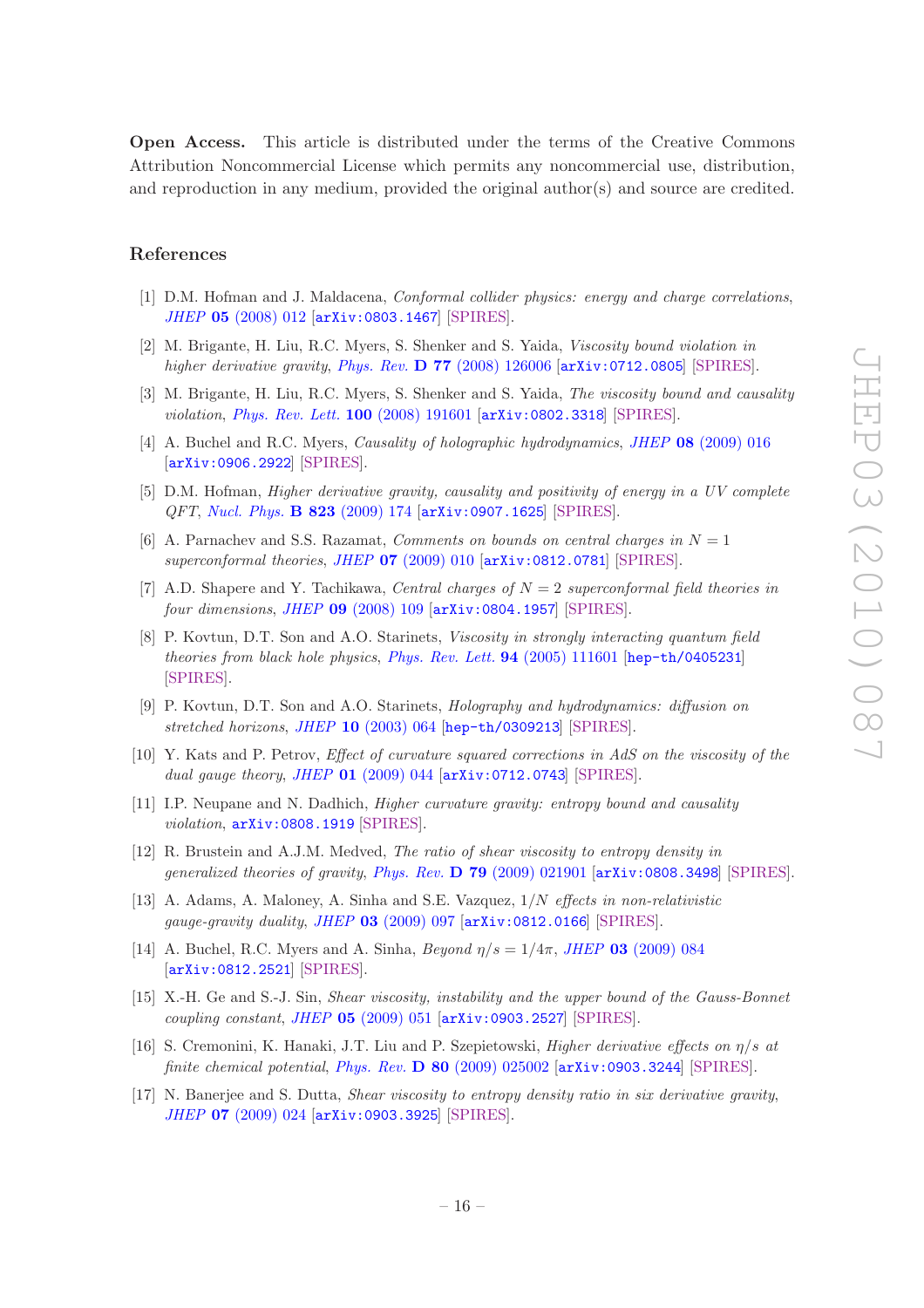**Open Access.** This article is distributed under the terms of the Creative Commons Attribution Noncommercial License which permits any noncommercial use, distribution, and reproduction in any medium, provided the original author(s) and source are credited.

## References

[1] D.M. Hofman and J. Maldacena, *Conformal collider physics: energy and charge correlations*, *JHEP* **05** (2008) 012 [arXiv:0803.1467] [SPIRES].

[2] M. Brigante, H. Liu, R.C. Myers, S. Shenker and S. Yaida, *Viscosity bound violation in higher derivative gravity*, *Phys. Rev.* **D 77** (2008) 126006 [arXiv:0712.0805] [SPIRES].

[3] M. Brigante, H. Liu, R.C. Myers, S. Shenker and S. Yaida, *The viscosity bound and causality violation*, *Phys. Rev. Lett.* **100** (2008) 191601 [arXiv:0802.3318] [SPIRES].

[4] A. Buchel and R.C. Myers, *Causality of holographic hydrodynamics*, *JHEP* **08** (2009) 016 [arXiv:0906.2922] [SPIRES].

[5] D.M. Hofman, *Higher derivative gravity, causality and positivity of energy in a UV complete QFT*, *Nucl. Phys.* **B 823** (2009) 174 [arXiv:0907.1625] [SPIRES].

[6] A. Parnachev and S.S. Razamat, *Comments on bounds on central charges in $N = 1$ superconformal theories*, *JHEP* **07** (2009) 010 [arXiv:0812.0781] [SPIRES].

[7] A.D. Shapere and Y. Tachikawa, *Central charges of $N = 2$ superconformal field theories in four dimensions*, *JHEP* **09** (2008) 109 [arXiv:0804.1957] [SPIRES].

[8] P. Kovtun, D.T. Son and A.O. Starinets, *Viscosity in strongly interacting quantum field theories from black hole physics*, *Phys. Rev. Lett.* **94** (2005) 111601 [hep-th/0405231] [SPIRES].

[9] P. Kovtun, D.T. Son and A.O. Starinets, *Holography and hydrodynamics: diffusion on stretched horizons*, *JHEP* **10** (2003) 064 [hep-th/0309213] [SPIRES].

[10] Y. Kats and P. Petrov, *Effect of curvature squared corrections in AdS on the viscosity of the dual gauge theory*, *JHEP* **01** (2009) 044 [arXiv:0712.0743] [SPIRES].

[11] I.P. Neupane and N. Dadhich, *Higher curvature gravity: entropy bound and causality violation*, arXiv:0808.1919 [SPIRES].

[12] R. Brustein and A.J.M. Medved, *The ratio of shear viscosity to entropy density in generalized theories of gravity*, *Phys. Rev.* **D 79** (2009) 021901 [arXiv:0808.3498] [SPIRES].

[13] A. Adams, A. Maloney, A. Sinha and S.E. Vazquez, *$1/N$ effects in non-relativistic gauge-gravity duality*, *JHEP* **03** (2009) 097 [arXiv:0812.0166] [SPIRES].

[14] A. Buchel, R.C. Myers and A. Sinha, *Beyond $\eta/s = 1/4\pi$*, *JHEP* **03** (2009) 084 [arXiv:0812.2521] [SPIRES].

[15] X.-H. Ge and S.-J. Sin, *Shear viscosity, instability and the upper bound of the Gauss-Bonnet coupling constant*, *JHEP* **05** (2009) 051 [arXiv:0903.2527] [SPIRES].

[16] S. Cremonini, K. Hanaki, J.T. Liu and P. Szepietowski, *Higher derivative effects on $\eta/s$ at finite chemical potential*, *Phys. Rev.* **D 80** (2009) 025002 [arXiv:0903.3244] [SPIRES].

[17] N. Banerjee and S. Dutta, *Shear viscosity to entropy density ratio in six derivative gravity*, *JHEP* **07** (2009) 024 [arXiv:0903.3925] [SPIRES].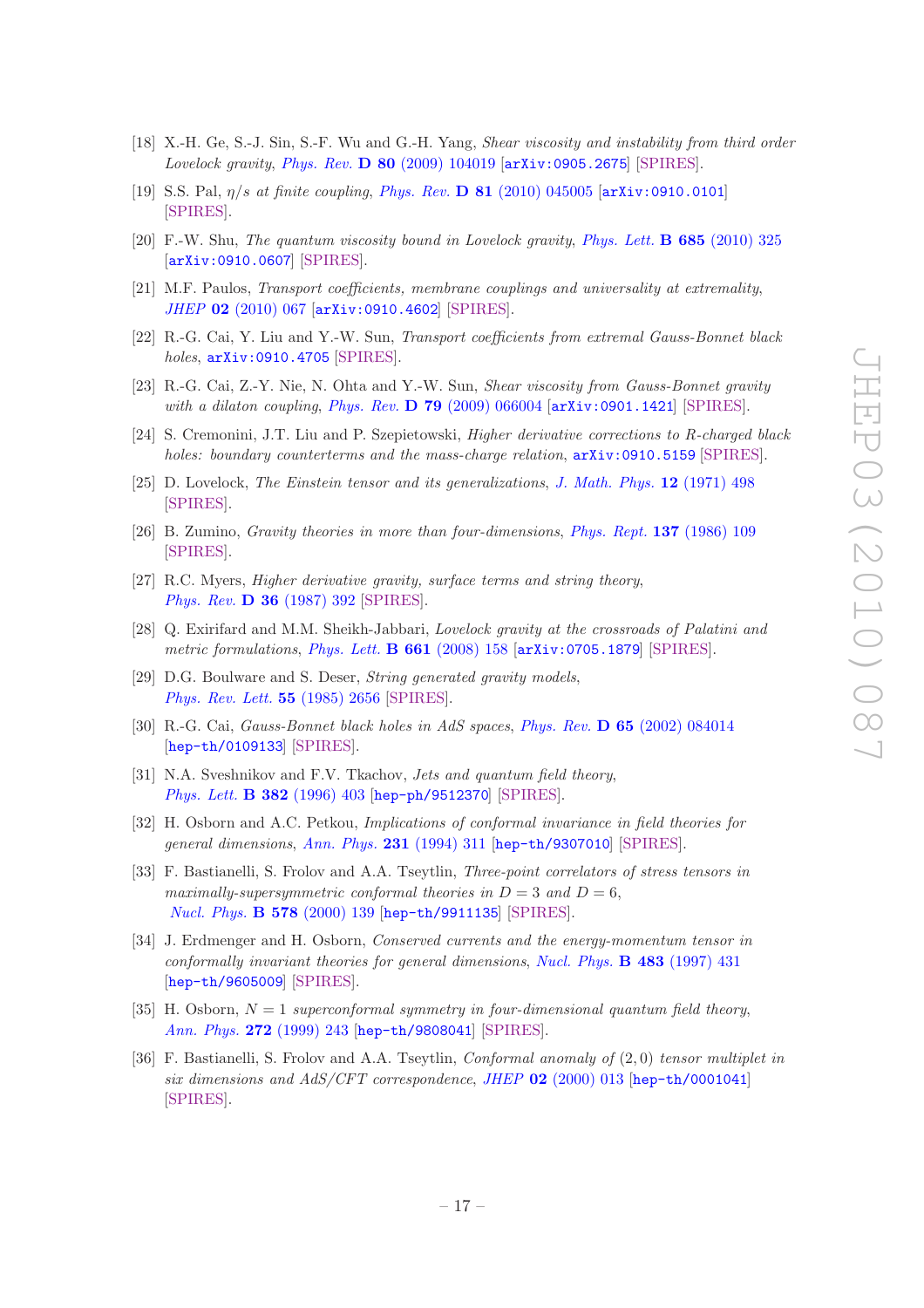- [18] X.-H. Ge, S.-J. Sin, S.-F. Wu and G.-H. Yang, *Shear viscosity and instability from third order Lovelock gravity*, *Phys. Rev.* **D 80** (2009) 104019 [arXiv:0905.2675] [SPIRES].
- [19] S.S. Pal, *$\eta/s$ at finite coupling*, *Phys. Rev.* **D 81** (2010) 045005 [arXiv:0910.0101] [SPIRES].
- [20] F.-W. Shu, *The quantum viscosity bound in Lovelock gravity*, *Phys. Lett.* **B 685** (2010) 325 [arXiv:0910.0607] [SPIRES].
- [21] M.F. Paulos, *Transport coefficients, membrane couplings and universality at extremality*, *JHEP* **02** (2010) 067 [arXiv:0910.4602] [SPIRES].
- [22] R.-G. Cai, Y. Liu and Y.-W. Sun, *Transport coefficients from extremal Gauss-Bonnet black holes*, arXiv:0910.4705 [SPIRES].
- [23] R.-G. Cai, Z.-Y. Nie, N. Ohta and Y.-W. Sun, *Shear viscosity from Gauss-Bonnet gravity with a dilaton coupling*, *Phys. Rev.* **D 79** (2009) 066004 [arXiv:0901.1421] [SPIRES].
- [24] S. Cremonini, J.T. Liu and P. Szepietowski, *Higher derivative corrections to R-charged black holes: boundary counterterms and the mass-charge relation*, arXiv:0910.5159 [SPIRES].
- [25] D. Lovelock, *The Einstein tensor and its generalizations*, *J. Math. Phys.* **12** (1971) 498 [SPIRES].
- [26] B. Zumino, *Gravity theories in more than four-dimensions*, *Phys. Rept.* **137** (1986) 109 [SPIRES].
- [27] R.C. Myers, *Higher derivative gravity, surface terms and string theory*, *Phys. Rev.* **D 36** (1987) 392 [SPIRES].
- [28] Q. Exirifard and M.M. Sheikh-Jabbari, *Lovelock gravity at the crossroads of Palatini and metric formulations*, *Phys. Lett.* **B 661** (2008) 158 [arXiv:0705.1879] [SPIRES].
- [29] D.G. Boulware and S. Deser, *String generated gravity models*, *Phys. Rev. Lett.* **55** (1985) 2656 [SPIRES].
- [30] R.-G. Cai, *Gauss-Bonnet black holes in AdS spaces*, *Phys. Rev.* **D 65** (2002) 084014 [hep-th/0109133] [SPIRES].
- [31] N.A. Sveshnikov and F.V. Tkachov, *Jets and quantum field theory*, *Phys. Lett.* **B 382** (1996) 403 [hep-ph/9512370] [SPIRES].
- [32] H. Osborn and A.C. Petkou, *Implications of conformal invariance in field theories for general dimensions*, *Ann. Phys.* **231** (1994) 311 [hep-th/9307010] [SPIRES].
- [33] F. Bastianelli, S. Frolov and A.A. Tseytlin, *Three-point correlators of stress tensors in maximally-supersymmetric conformal theories in $D = 3$ and $D = 6$*, *Nucl. Phys.* **B 578** (2000) 139 [hep-th/9911135] [SPIRES].
- [34] J. Erdmenger and H. Osborn, *Conserved currents and the energy-momentum tensor in conformally invariant theories for general dimensions*, *Nucl. Phys.* **B 483** (1997) 431 [hep-th/9605009] [SPIRES].
- [35] H. Osborn, *$N = 1$ superconformal symmetry in four-dimensional quantum field theory*, *Ann. Phys.* **272** (1999) 243 [hep-th/9808041] [SPIRES].
- [36] F. Bastianelli, S. Frolov and A.A. Tseytlin, *Conformal anomaly of (2,0) tensor multiplet in six dimensions and AdS/CFT correspondence*, *JHEP* **02** (2000) 013 [hep-th/0001041] [SPIRES].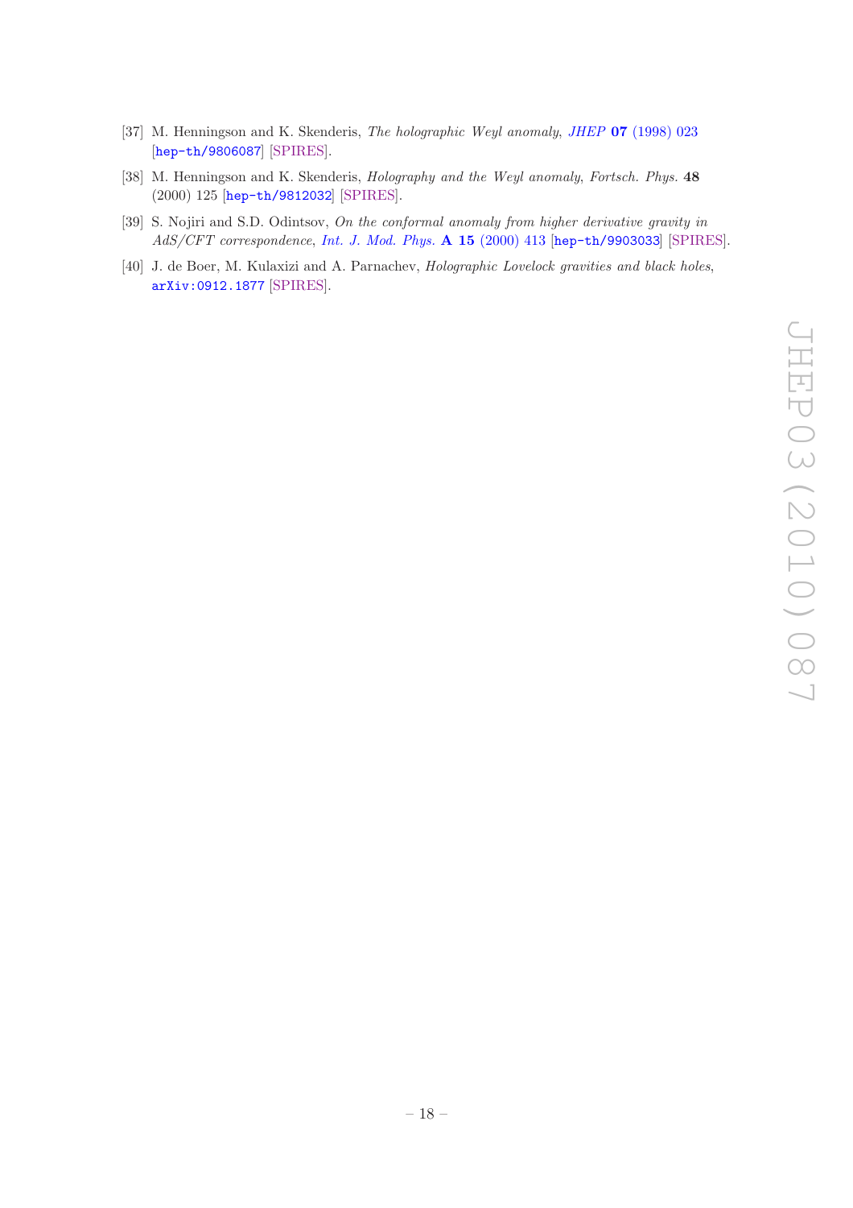[37] M. Henningson and K. Skenderis, *The holographic Weyl anomaly*, *JHEP* **07** (1998) 023 [hep-th/9806087] [SPIRES].

[38] M. Henningson and K. Skenderis, *Holography and the Weyl anomaly*, *Fortsch. Phys.* **48** (2000) 125 [hep-th/9812032] [SPIRES].

[39] S. Nojiri and S.D. Odintsov, *On the conformal anomaly from higher derivative gravity in AdS/CFT correspondence*, *Int. J. Mod. Phys.* **A 15** (2000) 413 [hep-th/9903033] [SPIRES].

[40] J. de Boer, M. Kulaxizi and A. Parnachev, *Holographic Lovelock gravities and black holes*, arXiv:0912.1877 [SPIRES].